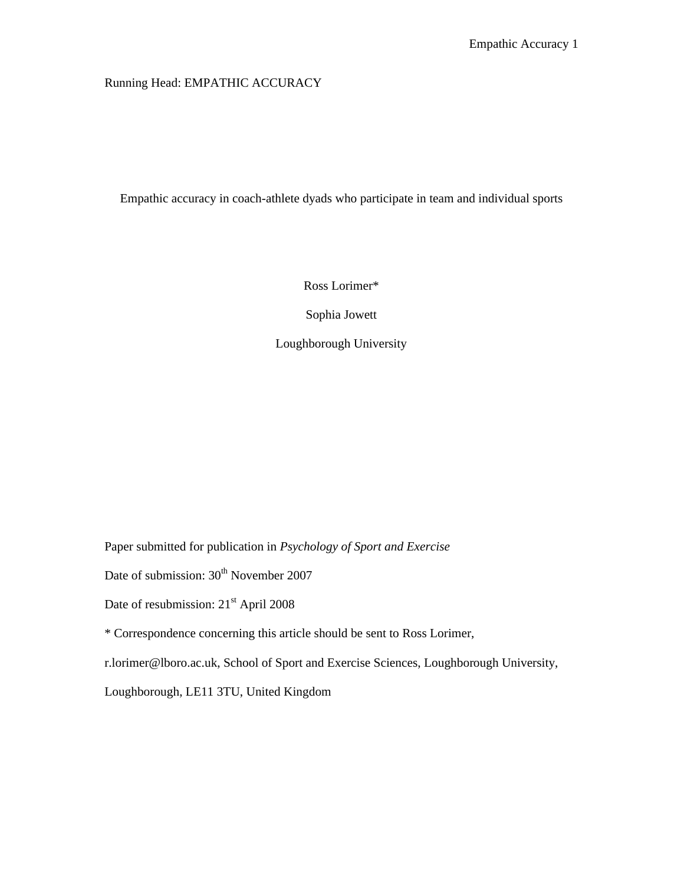Running Head: EMPATHIC ACCURACY

# Empathic accuracy in coach-athlete dyads who participate in team and individual sports

Ross Lorimer*

Sophia Jowett

Loughborough University

Paper submitted for publication in *Psychology of Sport and Exercise*

Date of submission: 30th November 2007

Date of resubmission: 21st April 2008

* Correspondence concerning this article should be sent to Ross Lorimer, r.lorimer@lboro.ac.uk, School of Sport and Exercise Sciences, Loughborough University, Loughborough, LE11 3TU, United Kingdom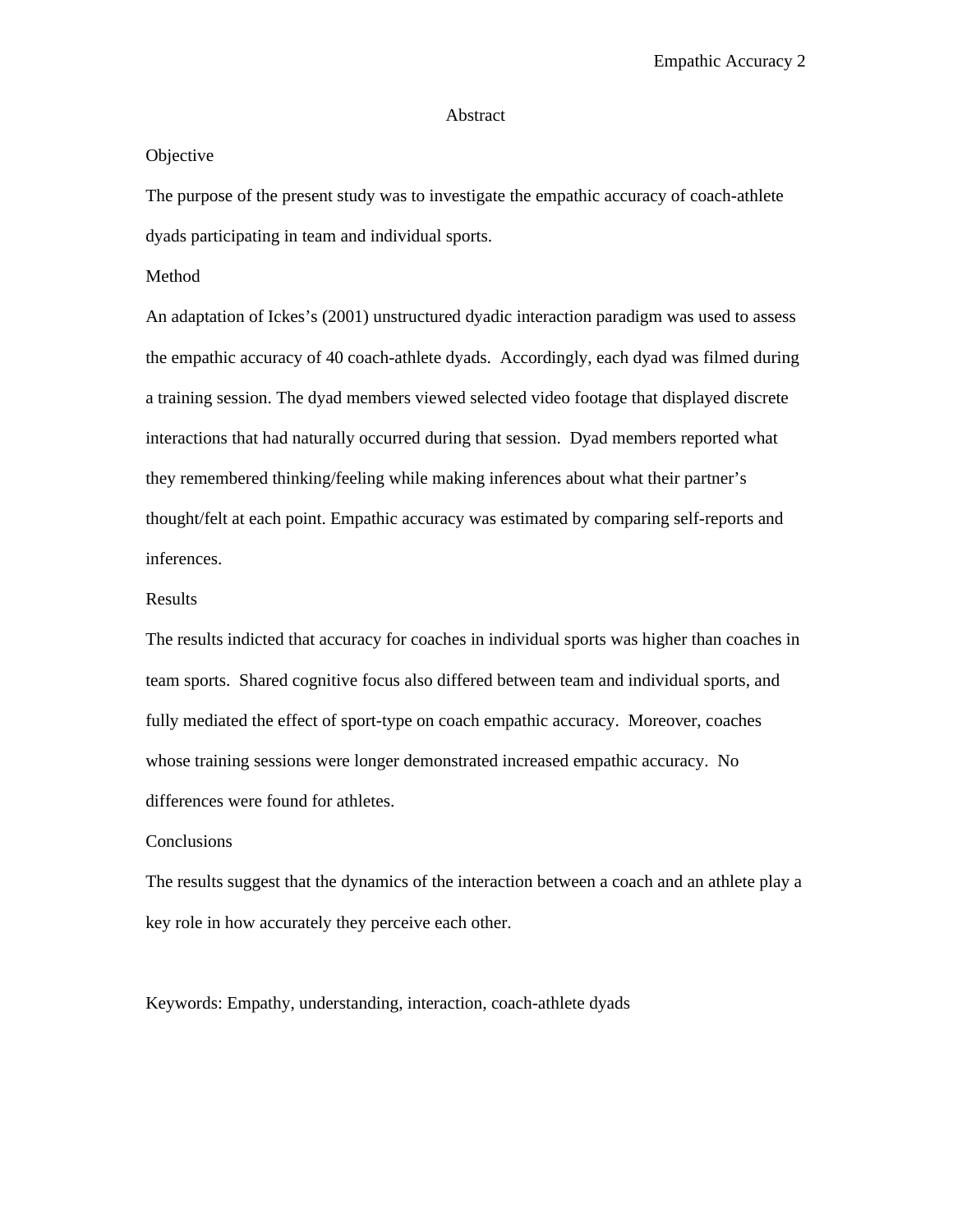# Abstract

## Objective

The purpose of the present study was to investigate the empathic accuracy of coach-athlete dyads participating in team and individual sports.

## Method

An adaptation of Ickes's (2001) unstructured dyadic interaction paradigm was used to assess the empathic accuracy of 40 coach-athlete dyads. Accordingly, each dyad was filmed during a training session. The dyad members viewed selected video footage that displayed discrete interactions that had naturally occurred during that session. Dyad members reported what they remembered thinking/feeling while making inferences about what their partner's thought/felt at each point. Empathic accuracy was estimated by comparing self-reports and inferences.

## Results

The results indicted that accuracy for coaches in individual sports was higher than coaches in team sports. Shared cognitive focus also differed between team and individual sports, and fully mediated the effect of sport-type on coach empathic accuracy. Moreover, coaches whose training sessions were longer demonstrated increased empathic accuracy. No differences were found for athletes.

## Conclusions

The results suggest that the dynamics of the interaction between a coach and an athlete play a key role in how accurately they perceive each other.

Keywords: Empathy, understanding, interaction, coach-athlete dyads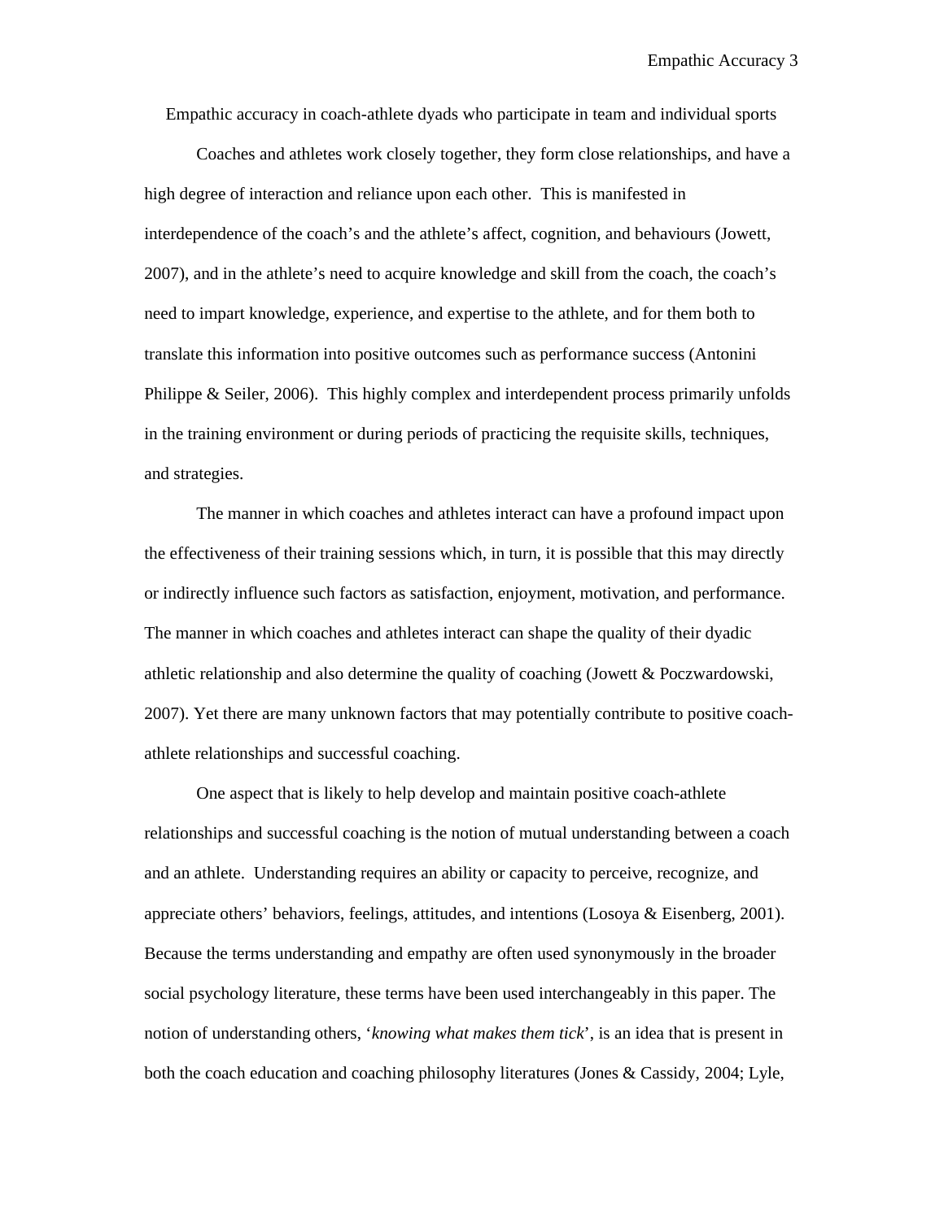# Empathic accuracy in coach-athlete dyads who participate in team and individual sports

Coaches and athletes work closely together, they form close relationships, and have a high degree of interaction and reliance upon each other. This is manifested in interdependence of the coach's and the athlete's affect, cognition, and behaviours (Jowett, 2007), and in the athlete's need to acquire knowledge and skill from the coach, the coach's need to impart knowledge, experience, and expertise to the athlete, and for them both to translate this information into positive outcomes such as performance success (Antonini Philippe & Seiler, 2006). This highly complex and interdependent process primarily unfolds in the training environment or during periods of practicing the requisite skills, techniques, and strategies.

The manner in which coaches and athletes interact can have a profound impact upon the effectiveness of their training sessions which, in turn, it is possible that this may directly or indirectly influence such factors as satisfaction, enjoyment, motivation, and performance. The manner in which coaches and athletes interact can shape the quality of their dyadic athletic relationship and also determine the quality of coaching (Jowett & Poczwardowski, 2007). Yet there are many unknown factors that may potentially contribute to positive coach-athlete relationships and successful coaching.

One aspect that is likely to help develop and maintain positive coach-athlete relationships and successful coaching is the notion of mutual understanding between a coach and an athlete. Understanding requires an ability or capacity to perceive, recognize, and appreciate others' behaviors, feelings, attitudes, and intentions (Losoya & Eisenberg, 2001). Because the terms understanding and empathy are often used synonymously in the broader social psychology literature, these terms have been used interchangeably in this paper. The notion of understanding others, '*knowing what makes them tick*', is an idea that is present in both the coach education and coaching philosophy literatures (Jones & Cassidy, 2004; Lyle,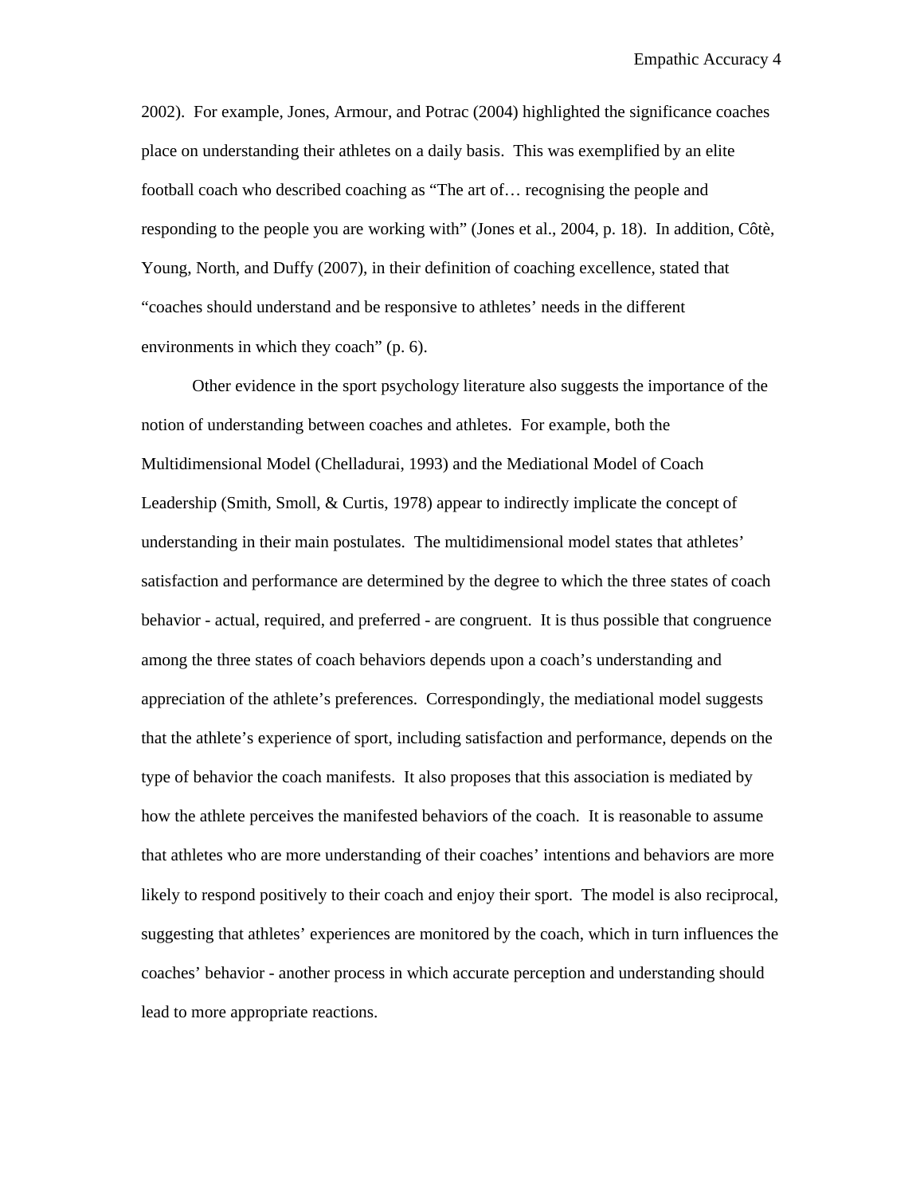2002). For example, Jones, Armour, and Potrac (2004) highlighted the significance coaches place on understanding their athletes on a daily basis. This was exemplified by an elite football coach who described coaching as "The art of… recognising the people and responding to the people you are working with" (Jones et al., 2004, p. 18). In addition, Côtè, Young, North, and Duffy (2007), in their definition of coaching excellence, stated that "coaches should understand and be responsive to athletes' needs in the different environments in which they coach" (p. 6).

Other evidence in the sport psychology literature also suggests the importance of the notion of understanding between coaches and athletes. For example, both the Multidimensional Model (Chelladurai, 1993) and the Mediational Model of Coach Leadership (Smith, Smoll, & Curtis, 1978) appear to indirectly implicate the concept of understanding in their main postulates. The multidimensional model states that athletes' satisfaction and performance are determined by the degree to which the three states of coach behavior - actual, required, and preferred - are congruent. It is thus possible that congruence among the three states of coach behaviors depends upon a coach's understanding and appreciation of the athlete's preferences. Correspondingly, the mediational model suggests that the athlete's experience of sport, including satisfaction and performance, depends on the type of behavior the coach manifests. It also proposes that this association is mediated by how the athlete perceives the manifested behaviors of the coach. It is reasonable to assume that athletes who are more understanding of their coaches' intentions and behaviors are more likely to respond positively to their coach and enjoy their sport. The model is also reciprocal, suggesting that athletes' experiences are monitored by the coach, which in turn influences the coaches' behavior - another process in which accurate perception and understanding should lead to more appropriate reactions.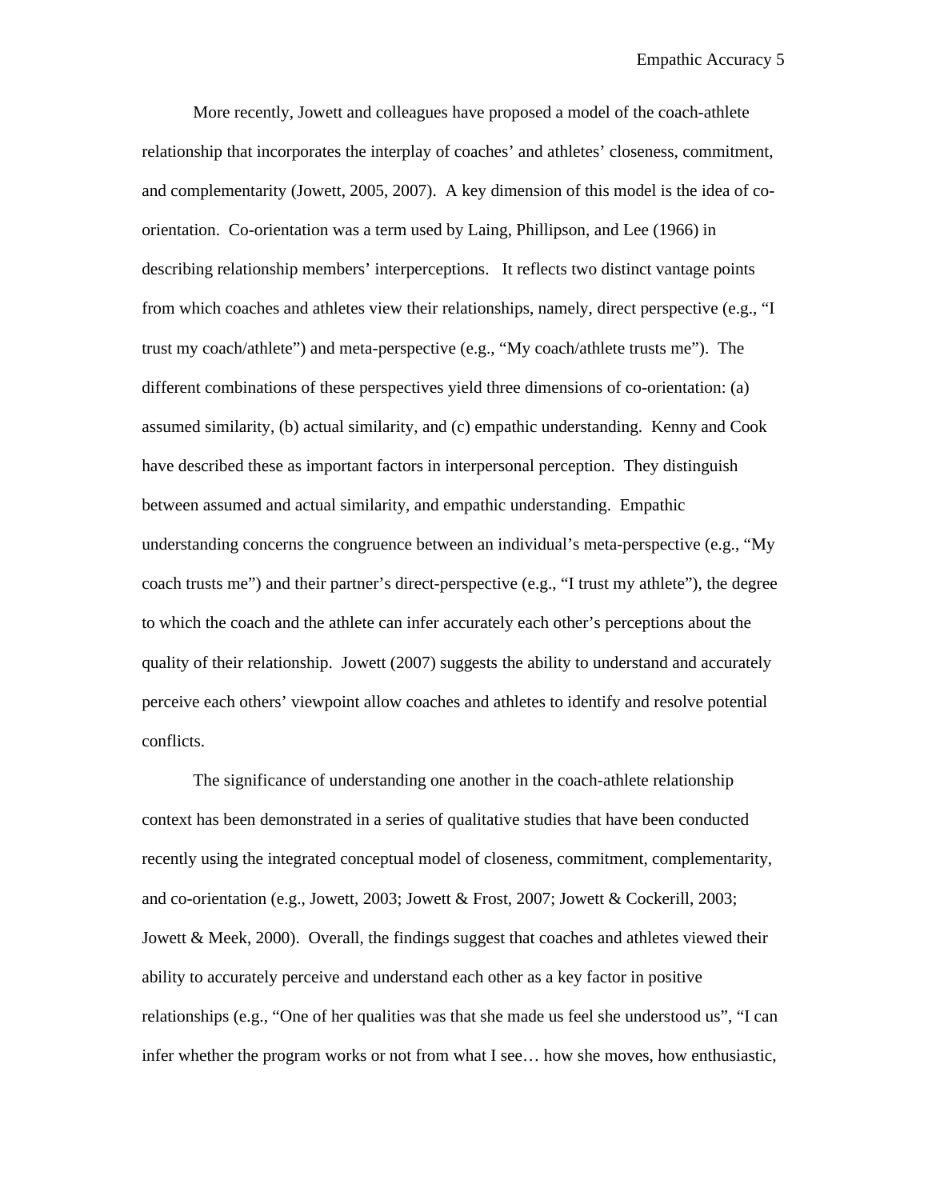More recently, Jowett and colleagues have proposed a model of the coach-athlete relationship that incorporates the interplay of coaches' and athletes' closeness, commitment, and complementarity (Jowett, 2005, 2007). A key dimension of this model is the idea of co-orientation. Co-orientation was a term used by Laing, Phillipson, and Lee (1966) in describing relationship members' interperceptions. It reflects two distinct vantage points from which coaches and athletes view their relationships, namely, direct perspective (e.g., "I trust my coach/athlete") and meta-perspective (e.g., "My coach/athlete trusts me"). The different combinations of these perspectives yield three dimensions of co-orientation: (a) assumed similarity, (b) actual similarity, and (c) empathic understanding. Kenny and Cook have described these as important factors in interpersonal perception. They distinguish between assumed and actual similarity, and empathic understanding. Empathic understanding concerns the congruence between an individual's meta-perspective (e.g., "My coach trusts me") and their partner's direct-perspective (e.g., "I trust my athlete"), the degree to which the coach and the athlete can infer accurately each other's perceptions about the quality of their relationship. Jowett (2007) suggests the ability to understand and accurately perceive each others' viewpoint allow coaches and athletes to identify and resolve potential conflicts.

The significance of understanding one another in the coach-athlete relationship context has been demonstrated in a series of qualitative studies that have been conducted recently using the integrated conceptual model of closeness, commitment, complementarity, and co-orientation (e.g., Jowett, 2003; Jowett & Frost, 2007; Jowett & Cockerill, 2003; Jowett & Meek, 2000). Overall, the findings suggest that coaches and athletes viewed their ability to accurately perceive and understand each other as a key factor in positive relationships (e.g., "One of her qualities was that she made us feel she understood us", "I can infer whether the program works or not from what I see… how she moves, how enthusiastic,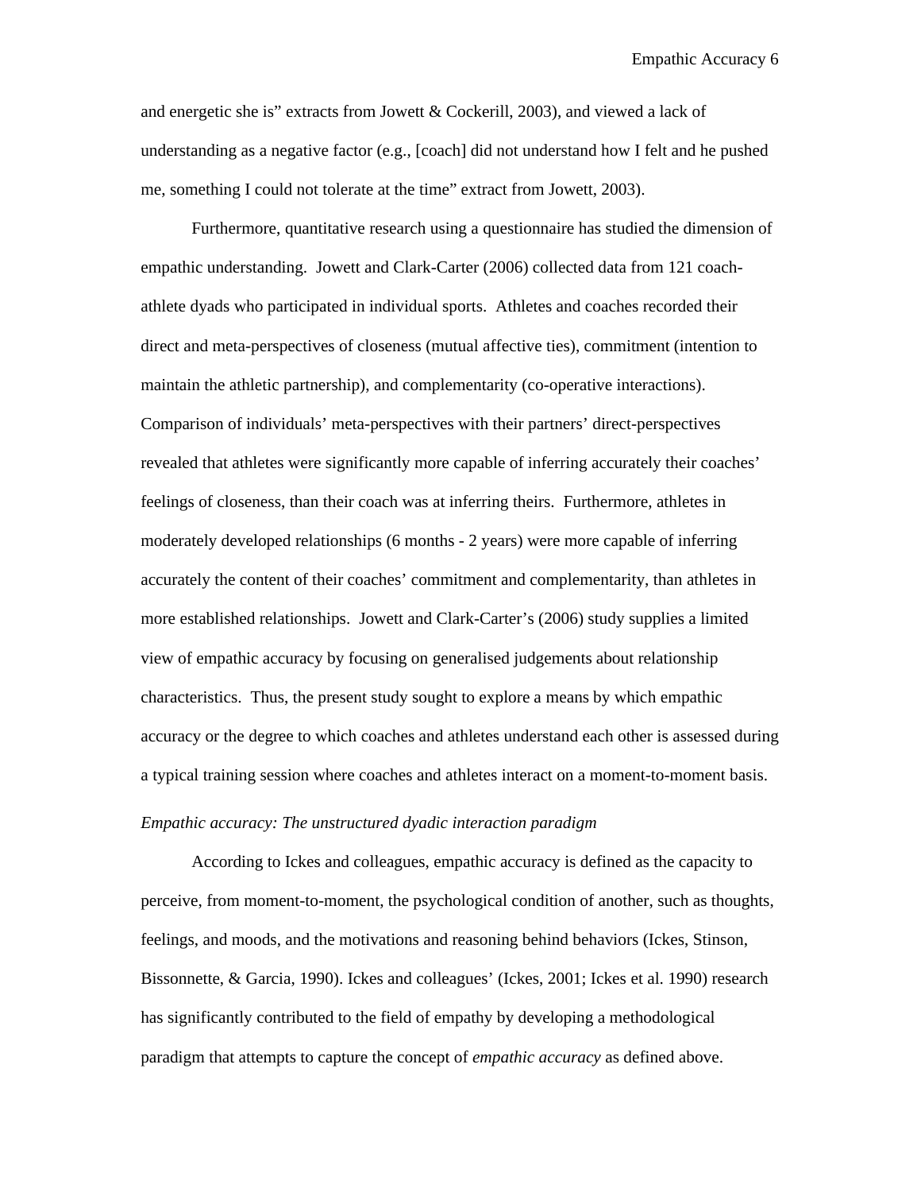and energetic she is" extracts from Jowett & Cockerill, 2003), and viewed a lack of understanding as a negative factor (e.g., [coach] did not understand how I felt and he pushed me, something I could not tolerate at the time" extract from Jowett, 2003).

Furthermore, quantitative research using a questionnaire has studied the dimension of empathic understanding. Jowett and Clark-Carter (2006) collected data from 121 coach-athlete dyads who participated in individual sports. Athletes and coaches recorded their direct and meta-perspectives of closeness (mutual affective ties), commitment (intention to maintain the athletic partnership), and complementarity (co-operative interactions). Comparison of individuals' meta-perspectives with their partners' direct-perspectives revealed that athletes were significantly more capable of inferring accurately their coaches' feelings of closeness, than their coach was at inferring theirs. Furthermore, athletes in moderately developed relationships (6 months - 2 years) were more capable of inferring accurately the content of their coaches' commitment and complementarity, than athletes in more established relationships. Jowett and Clark-Carter's (2006) study supplies a limited view of empathic accuracy by focusing on generalised judgements about relationship characteristics. Thus, the present study sought to explore a means by which empathic accuracy or the degree to which coaches and athletes understand each other is assessed during a typical training session where coaches and athletes interact on a moment-to-moment basis.

*Empathic accuracy: The unstructured dyadic interaction paradigm*

According to Ickes and colleagues, empathic accuracy is defined as the capacity to perceive, from moment-to-moment, the psychological condition of another, such as thoughts, feelings, and moods, and the motivations and reasoning behind behaviors (Ickes, Stinson, Bissonnette, & Garcia, 1990). Ickes and colleagues' (Ickes, 2001; Ickes et al. 1990) research has significantly contributed to the field of empathy by developing a methodological paradigm that attempts to capture the concept of *empathic accuracy* as defined above.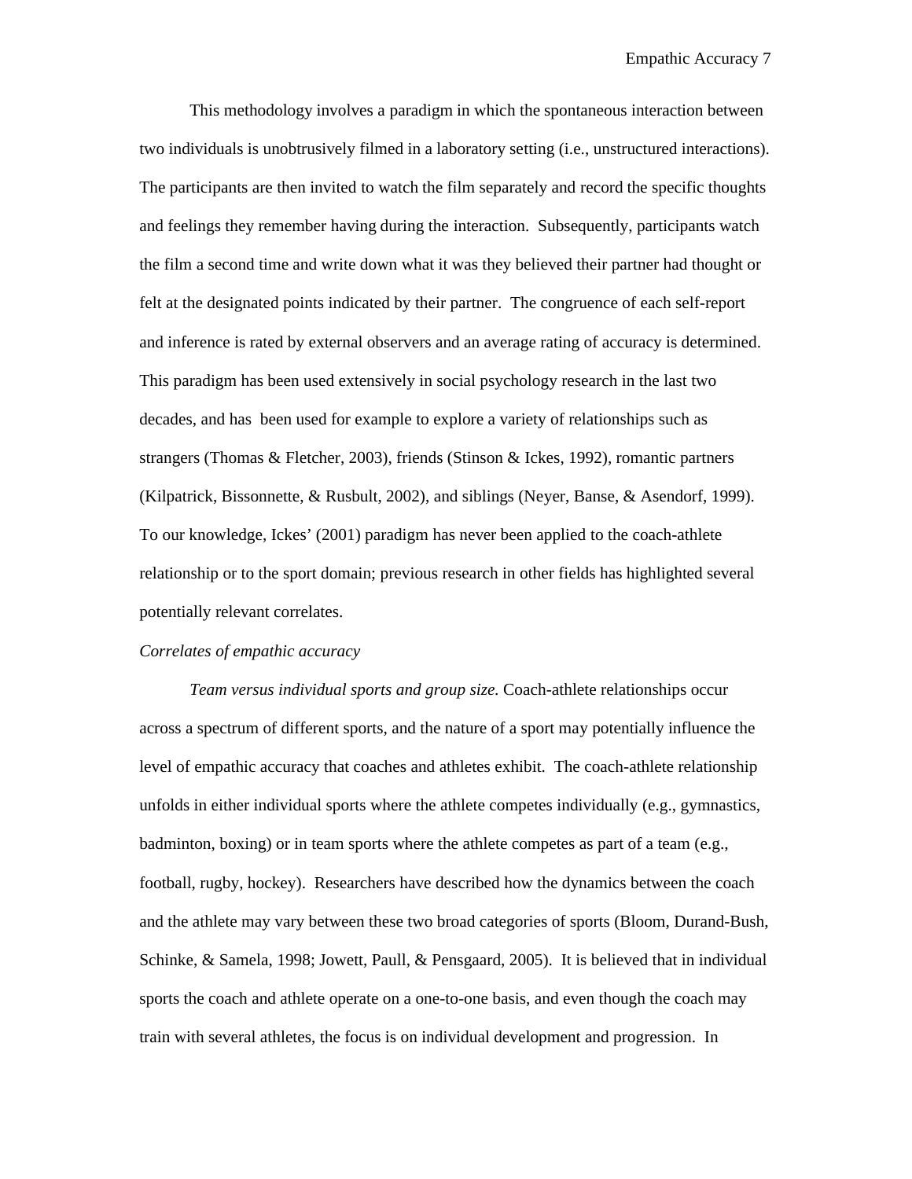This methodology involves a paradigm in which the spontaneous interaction between two individuals is unobtrusively filmed in a laboratory setting (i.e., unstructured interactions). The participants are then invited to watch the film separately and record the specific thoughts and feelings they remember having during the interaction. Subsequently, participants watch the film a second time and write down what it was they believed their partner had thought or felt at the designated points indicated by their partner. The congruence of each self-report and inference is rated by external observers and an average rating of accuracy is determined. This paradigm has been used extensively in social psychology research in the last two decades, and has been used for example to explore a variety of relationships such as strangers (Thomas & Fletcher, 2003), friends (Stinson & Ickes, 1992), romantic partners (Kilpatrick, Bissonnette, & Rusbult, 2002), and siblings (Neyer, Banse, & Asendorf, 1999). To our knowledge, Ickes' (2001) paradigm has never been applied to the coach-athlete relationship or to the sport domain; previous research in other fields has highlighted several potentially relevant correlates.

*Correlates of empathic accuracy*

*Team versus individual sports and group size.* Coach-athlete relationships occur across a spectrum of different sports, and the nature of a sport may potentially influence the level of empathic accuracy that coaches and athletes exhibit. The coach-athlete relationship unfolds in either individual sports where the athlete competes individually (e.g., gymnastics, badminton, boxing) or in team sports where the athlete competes as part of a team (e.g., football, rugby, hockey). Researchers have described how the dynamics between the coach and the athlete may vary between these two broad categories of sports (Bloom, Durand-Bush, Schinke, & Samela, 1998; Jowett, Paull, & Pensgaard, 2005). It is believed that in individual sports the coach and athlete operate on a one-to-one basis, and even though the coach may train with several athletes, the focus is on individual development and progression. In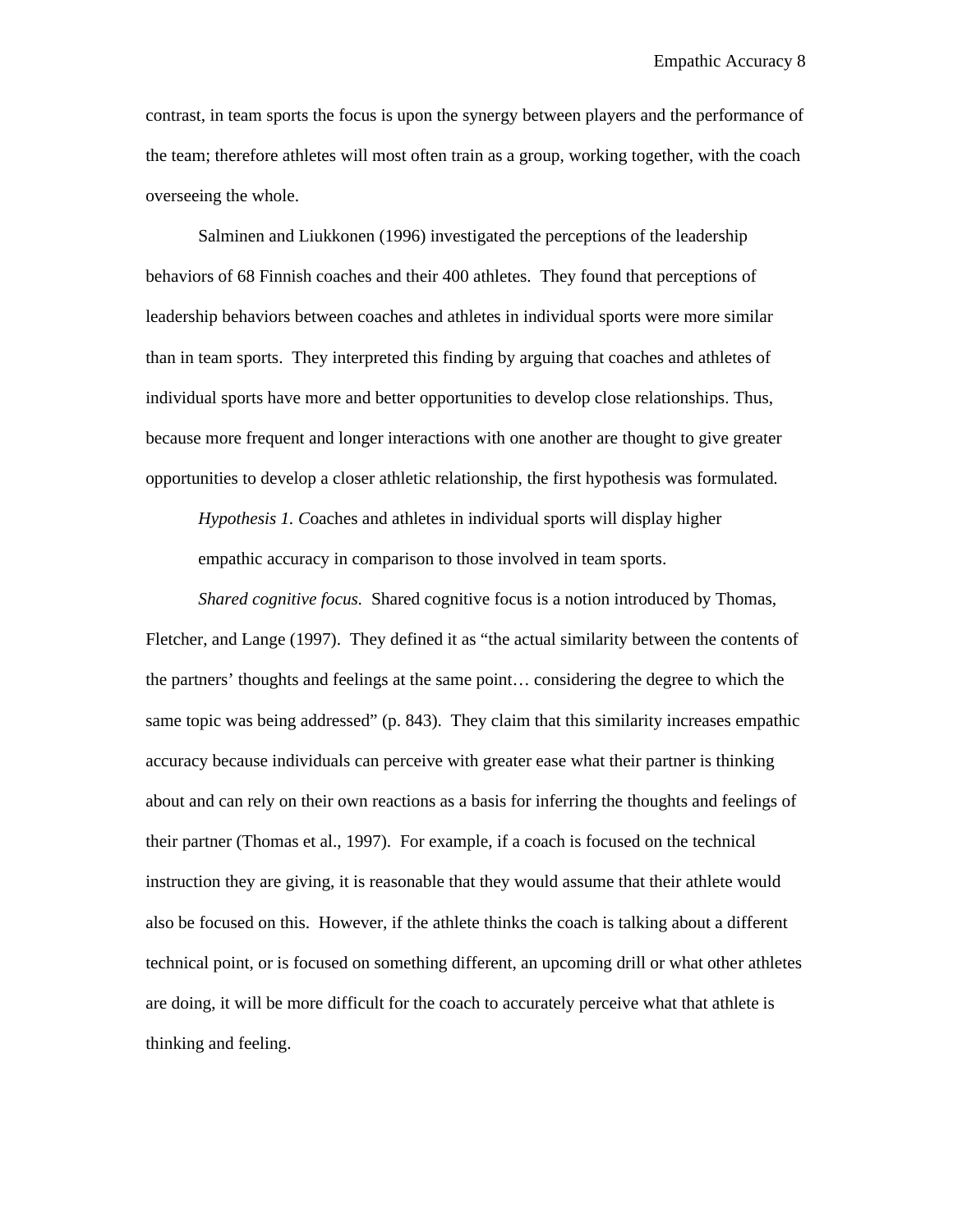contrast, in team sports the focus is upon the synergy between players and the performance of the team; therefore athletes will most often train as a group, working together, with the coach overseeing the whole.

Salminen and Liukkonen (1996) investigated the perceptions of the leadership behaviors of 68 Finnish coaches and their 400 athletes. They found that perceptions of leadership behaviors between coaches and athletes in individual sports were more similar than in team sports. They interpreted this finding by arguing that coaches and athletes of individual sports have more and better opportunities to develop close relationships. Thus, because more frequent and longer interactions with one another are thought to give greater opportunities to develop a closer athletic relationship, the first hypothesis was formulated.

> *Hypothesis 1. C*oaches and athletes in individual sports will display higher empathic accuracy in comparison to those involved in team sports.

*Shared cognitive focus.* Shared cognitive focus is a notion introduced by Thomas, Fletcher, and Lange (1997). They defined it as "the actual similarity between the contents of the partners' thoughts and feelings at the same point… considering the degree to which the same topic was being addressed" (p. 843). They claim that this similarity increases empathic accuracy because individuals can perceive with greater ease what their partner is thinking about and can rely on their own reactions as a basis for inferring the thoughts and feelings of their partner (Thomas et al., 1997). For example, if a coach is focused on the technical instruction they are giving, it is reasonable that they would assume that their athlete would also be focused on this. However, if the athlete thinks the coach is talking about a different technical point, or is focused on something different, an upcoming drill or what other athletes are doing, it will be more difficult for the coach to accurately perceive what that athlete is thinking and feeling.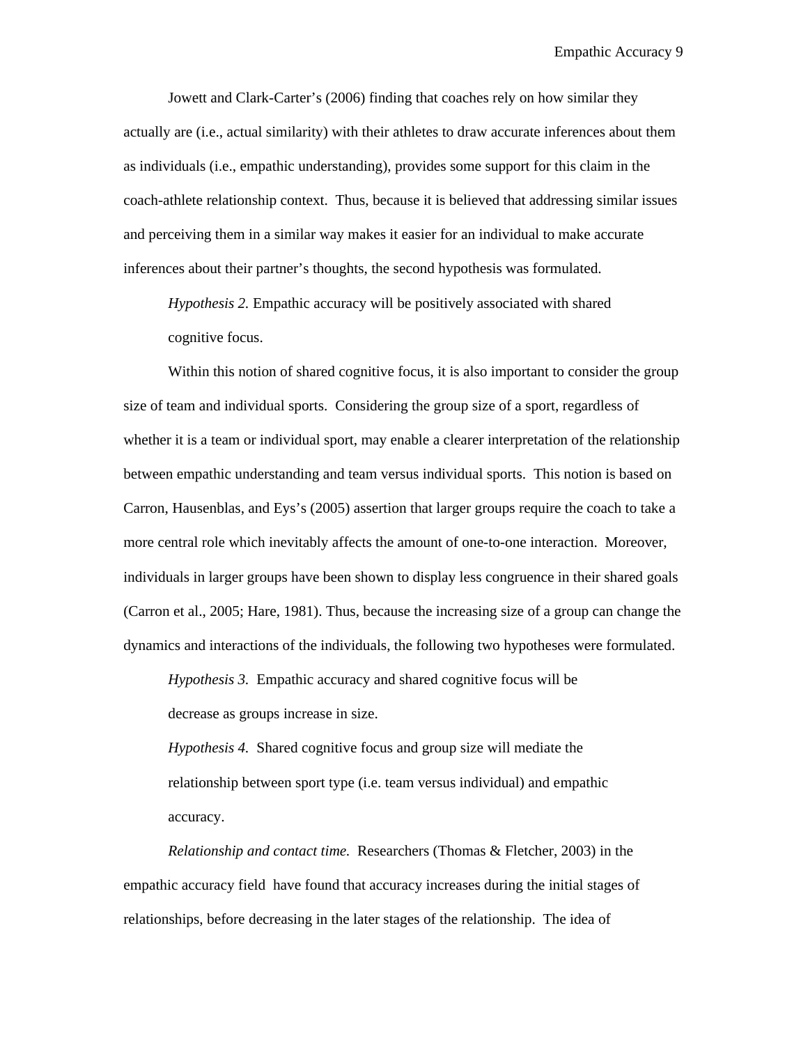Jowett and Clark-Carter's (2006) finding that coaches rely on how similar they actually are (i.e., actual similarity) with their athletes to draw accurate inferences about them as individuals (i.e., empathic understanding), provides some support for this claim in the coach-athlete relationship context. Thus, because it is believed that addressing similar issues and perceiving them in a similar way makes it easier for an individual to make accurate inferences about their partner's thoughts, the second hypothesis was formulated.

*Hypothesis 2.* Empathic accuracy will be positively associated with shared cognitive focus.

Within this notion of shared cognitive focus, it is also important to consider the group size of team and individual sports. Considering the group size of a sport, regardless of whether it is a team or individual sport, may enable a clearer interpretation of the relationship between empathic understanding and team versus individual sports. This notion is based on Carron, Hausenblas, and Eys's (2005) assertion that larger groups require the coach to take a more central role which inevitably affects the amount of one-to-one interaction. Moreover, individuals in larger groups have been shown to display less congruence in their shared goals (Carron et al., 2005; Hare, 1981). Thus, because the increasing size of a group can change the dynamics and interactions of the individuals, the following two hypotheses were formulated.

*Hypothesis 3.* Empathic accuracy and shared cognitive focus will be decrease as groups increase in size.

*Hypothesis 4.* Shared cognitive focus and group size will mediate the relationship between sport type (i.e. team versus individual) and empathic accuracy.

*Relationship and contact time.* Researchers (Thomas & Fletcher, 2003) in the empathic accuracy field have found that accuracy increases during the initial stages of relationships, before decreasing in the later stages of the relationship. The idea of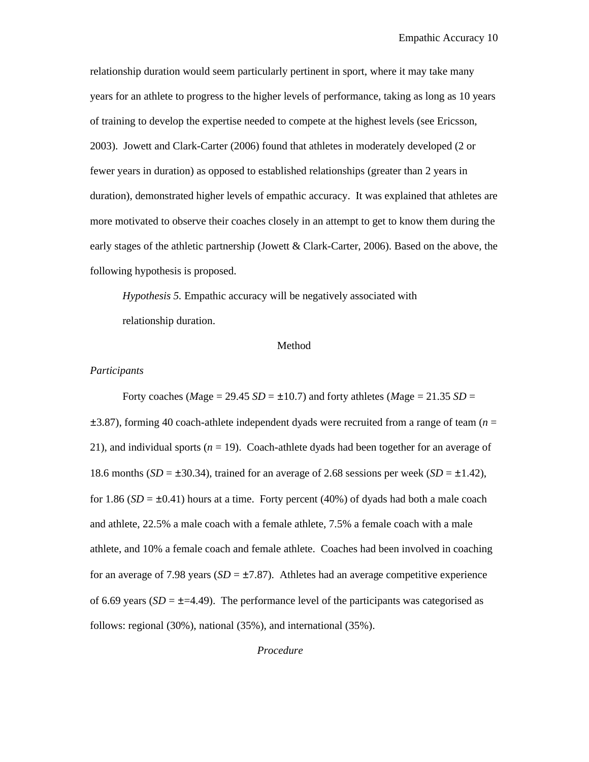relationship duration would seem particularly pertinent in sport, where it may take many years for an athlete to progress to the higher levels of performance, taking as long as 10 years of training to develop the expertise needed to compete at the highest levels (see Ericsson, 2003). Jowett and Clark-Carter (2006) found that athletes in moderately developed (2 or fewer years in duration) as opposed to established relationships (greater than 2 years in duration), demonstrated higher levels of empathic accuracy. It was explained that athletes are more motivated to observe their coaches closely in an attempt to get to know them during the early stages of the athletic partnership (Jowett & Clark-Carter, 2006). Based on the above, the following hypothesis is proposed.

*Hypothesis 5.* Empathic accuracy will be negatively associated with relationship duration.

# Method

## *Participants*

Forty coaches (*M*age = 29.45 *SD* = ±10.7) and forty athletes (*M*age = 21.35 *SD* = ±3.87), forming 40 coach-athlete independent dyads were recruited from a range of team (*n* = 21), and individual sports (*n* = 19). Coach-athlete dyads had been together for an average of 18.6 months (*SD* = ±30.34), trained for an average of 2.68 sessions per week (*SD* = ±1.42), for 1.86 (*SD* = ±0.41) hours at a time. Forty percent (40%) of dyads had both a male coach and athlete, 22.5% a male coach with a female athlete, 7.5% a female coach with a male athlete, and 10% a female coach and female athlete. Coaches had been involved in coaching for an average of 7.98 years (*SD* = ±7.87). Athletes had an average competitive experience of 6.69 years (*SD* = ±=4.49). The performance level of the participants was categorised as follows: regional (30%), national (35%), and international (35%).

## *Procedure*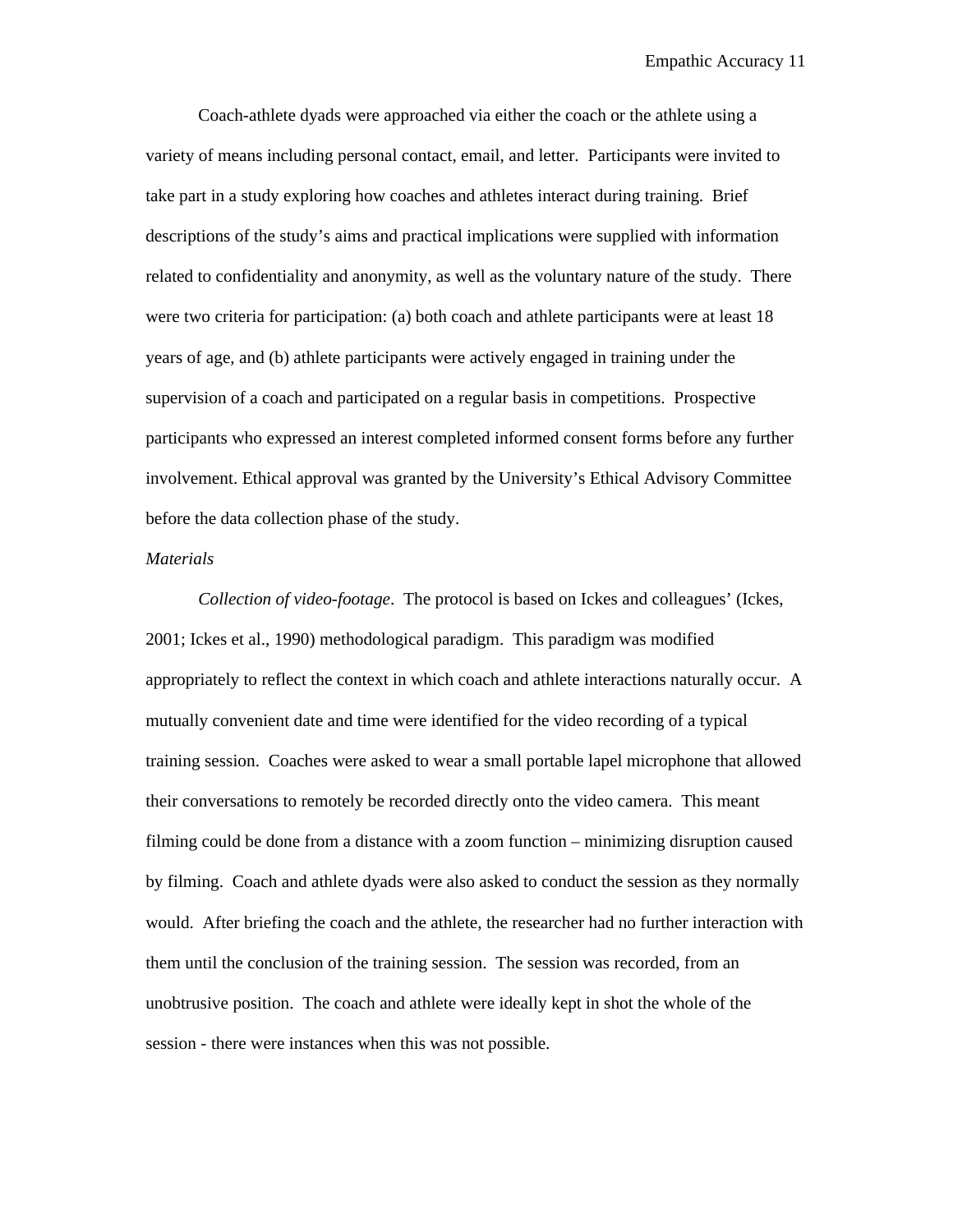Coach-athlete dyads were approached via either the coach or the athlete using a variety of means including personal contact, email, and letter. Participants were invited to take part in a study exploring how coaches and athletes interact during training. Brief descriptions of the study's aims and practical implications were supplied with information related to confidentiality and anonymity, as well as the voluntary nature of the study. There were two criteria for participation: (a) both coach and athlete participants were at least 18 years of age, and (b) athlete participants were actively engaged in training under the supervision of a coach and participated on a regular basis in competitions. Prospective participants who expressed an interest completed informed consent forms before any further involvement. Ethical approval was granted by the University's Ethical Advisory Committee before the data collection phase of the study.

*Materials*

*Collection of video-footage*. The protocol is based on Ickes and colleagues' (Ickes, 2001; Ickes et al., 1990) methodological paradigm. This paradigm was modified appropriately to reflect the context in which coach and athlete interactions naturally occur. A mutually convenient date and time were identified for the video recording of a typical training session. Coaches were asked to wear a small portable lapel microphone that allowed their conversations to remotely be recorded directly onto the video camera. This meant filming could be done from a distance with a zoom function – minimizing disruption caused by filming. Coach and athlete dyads were also asked to conduct the session as they normally would. After briefing the coach and the athlete, the researcher had no further interaction with them until the conclusion of the training session. The session was recorded, from an unobtrusive position. The coach and athlete were ideally kept in shot the whole of the session - there were instances when this was not possible.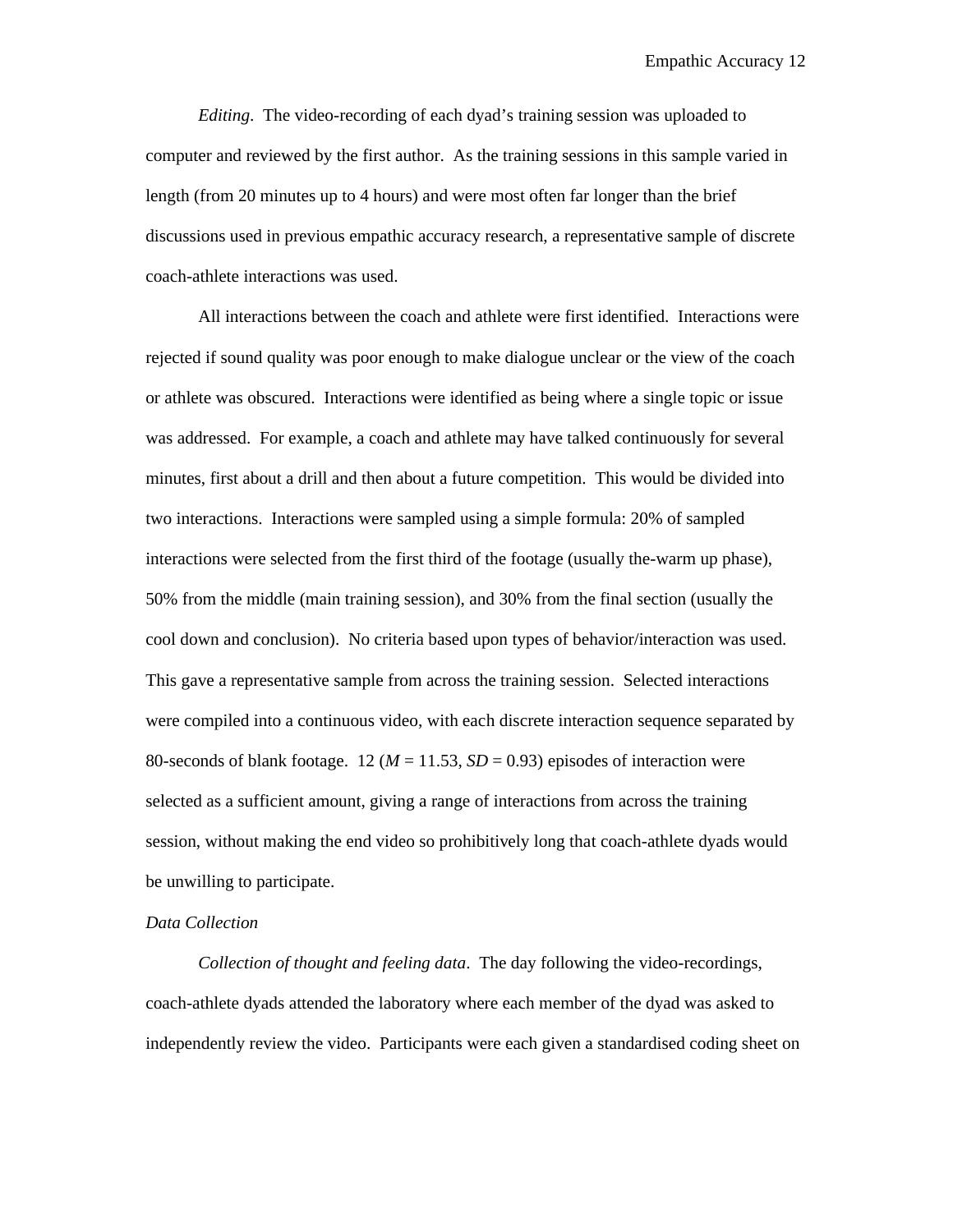*Editing*. The video-recording of each dyad's training session was uploaded to computer and reviewed by the first author. As the training sessions in this sample varied in length (from 20 minutes up to 4 hours) and were most often far longer than the brief discussions used in previous empathic accuracy research, a representative sample of discrete coach-athlete interactions was used.

All interactions between the coach and athlete were first identified. Interactions were rejected if sound quality was poor enough to make dialogue unclear or the view of the coach or athlete was obscured. Interactions were identified as being where a single topic or issue was addressed. For example, a coach and athlete may have talked continuously for several minutes, first about a drill and then about a future competition. This would be divided into two interactions. Interactions were sampled using a simple formula: 20% of sampled interactions were selected from the first third of the footage (usually the-warm up phase), 50% from the middle (main training session), and 30% from the final section (usually the cool down and conclusion). No criteria based upon types of behavior/interaction was used. This gave a representative sample from across the training session. Selected interactions were compiled into a continuous video, with each discrete interaction sequence separated by 80-seconds of blank footage. 12 ($M$ = 11.53, $SD$ = 0.93) episodes of interaction were selected as a sufficient amount, giving a range of interactions from across the training session, without making the end video so prohibitively long that coach-athlete dyads would be unwilling to participate.

### *Data Collection*

*Collection of thought and feeling data*. The day following the video-recordings, coach-athlete dyads attended the laboratory where each member of the dyad was asked to independently review the video. Participants were each given a standardised coding sheet on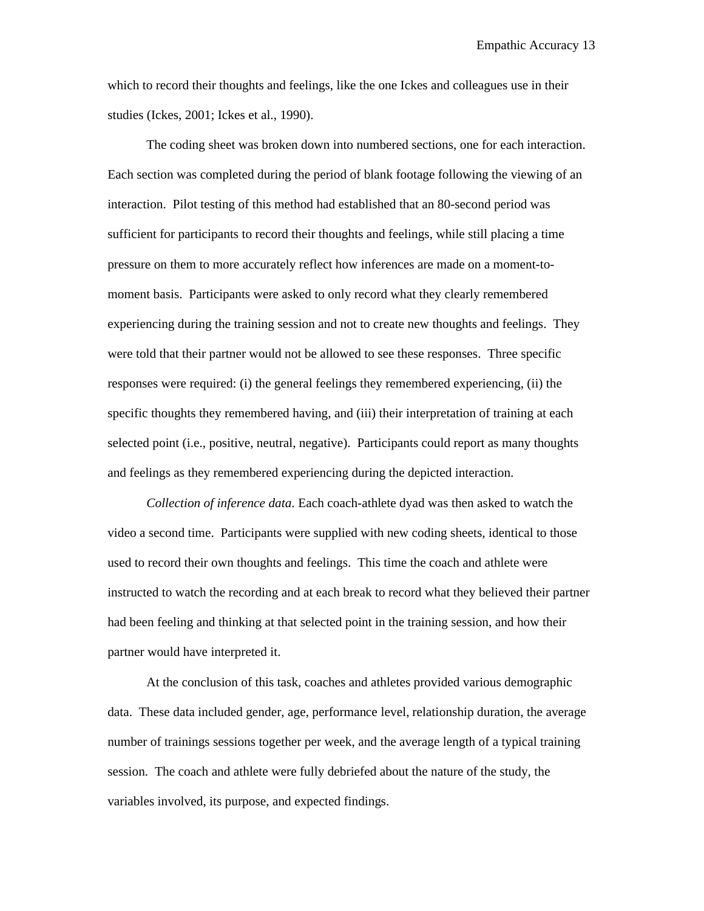which to record their thoughts and feelings, like the one Ickes and colleagues use in their studies (Ickes, 2001; Ickes et al., 1990).

The coding sheet was broken down into numbered sections, one for each interaction. Each section was completed during the period of blank footage following the viewing of an interaction. Pilot testing of this method had established that an 80-second period was sufficient for participants to record their thoughts and feelings, while still placing a time pressure on them to more accurately reflect how inferences are made on a moment-to-moment basis. Participants were asked to only record what they clearly remembered experiencing during the training session and not to create new thoughts and feelings. They were told that their partner would not be allowed to see these responses. Three specific responses were required: (i) the general feelings they remembered experiencing, (ii) the specific thoughts they remembered having, and (iii) their interpretation of training at each selected point (i.e., positive, neutral, negative). Participants could report as many thoughts and feelings as they remembered experiencing during the depicted interaction.

*Collection of inference data*. Each coach-athlete dyad was then asked to watch the video a second time. Participants were supplied with new coding sheets, identical to those used to record their own thoughts and feelings. This time the coach and athlete were instructed to watch the recording and at each break to record what they believed their partner had been feeling and thinking at that selected point in the training session, and how their partner would have interpreted it.

At the conclusion of this task, coaches and athletes provided various demographic data. These data included gender, age, performance level, relationship duration, the average number of trainings sessions together per week, and the average length of a typical training session. The coach and athlete were fully debriefed about the nature of the study, the variables involved, its purpose, and expected findings.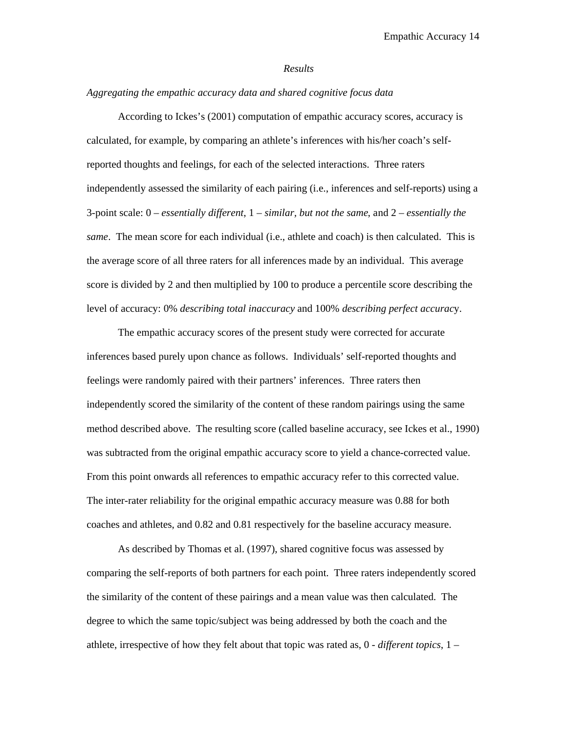## *Results*

### *Aggregating the empathic accuracy data and shared cognitive focus data*

According to Ickes's (2001) computation of empathic accuracy scores, accuracy is calculated, for example, by comparing an athlete's inferences with his/her coach's self-reported thoughts and feelings, for each of the selected interactions. Three raters independently assessed the similarity of each pairing (i.e., inferences and self-reports) using a 3-point scale: 0 – *essentially different*, 1 – *similar, but not the same*, and 2 – *essentially the same*. The mean score for each individual (i.e., athlete and coach) is then calculated. This is the average score of all three raters for all inferences made by an individual. This average score is divided by 2 and then multiplied by 100 to produce a percentile score describing the level of accuracy: 0% *describing total inaccuracy* and 100% *describing perfect accurac*y.

The empathic accuracy scores of the present study were corrected for accurate inferences based purely upon chance as follows. Individuals' self-reported thoughts and feelings were randomly paired with their partners' inferences. Three raters then independently scored the similarity of the content of these random pairings using the same method described above. The resulting score (called baseline accuracy, see Ickes et al., 1990) was subtracted from the original empathic accuracy score to yield a chance-corrected value. From this point onwards all references to empathic accuracy refer to this corrected value. The inter-rater reliability for the original empathic accuracy measure was 0.88 for both coaches and athletes, and 0.82 and 0.81 respectively for the baseline accuracy measure.

As described by Thomas et al. (1997), shared cognitive focus was assessed by comparing the self-reports of both partners for each point. Three raters independently scored the similarity of the content of these pairings and a mean value was then calculated. The degree to which the same topic/subject was being addressed by both the coach and the athlete, irrespective of how they felt about that topic was rated as, 0 - *different topics*, 1 –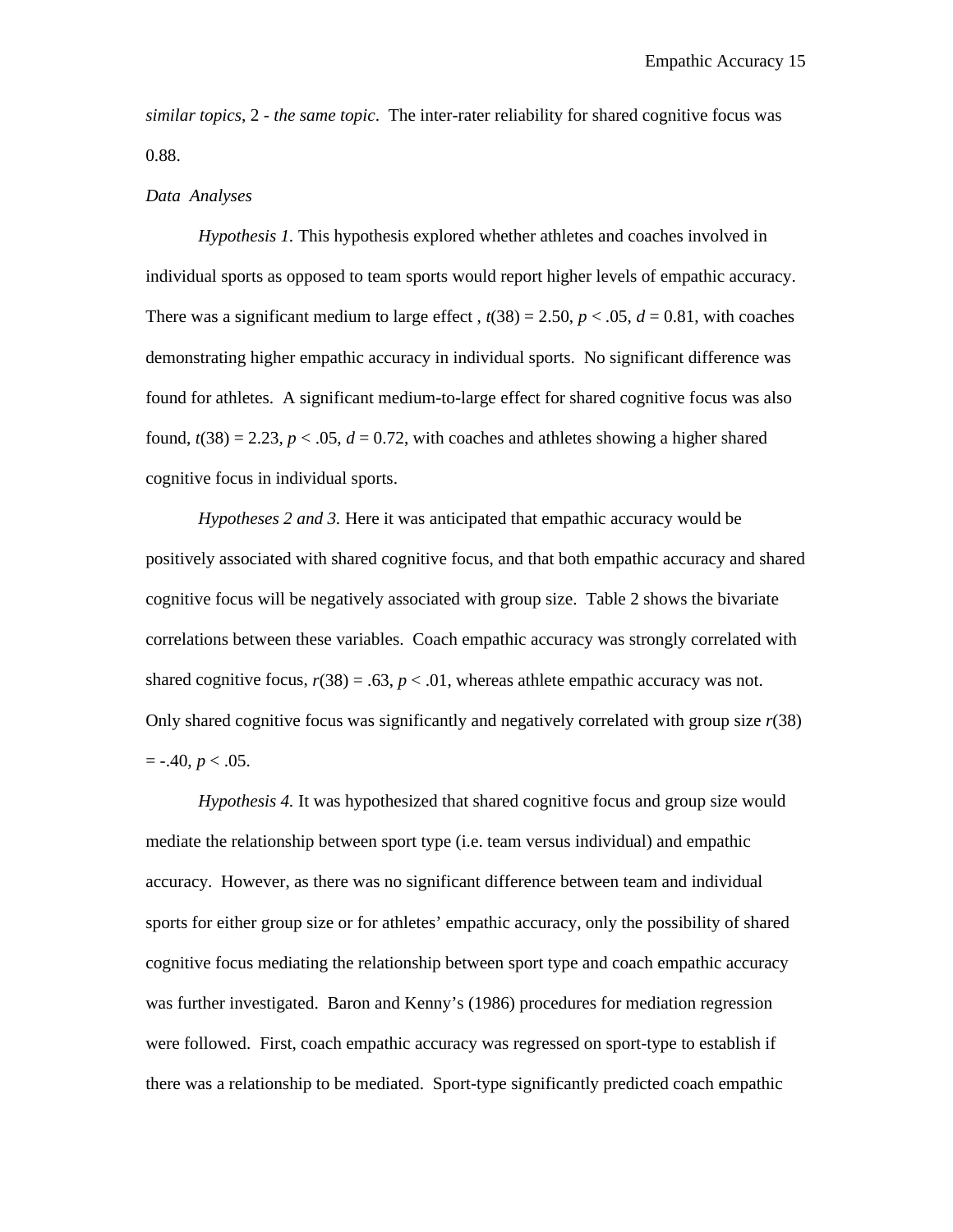*similar topics*, 2 - *the same topic*. The inter-rater reliability for shared cognitive focus was 0.88.

*Data Analyses*

*Hypothesis 1.* This hypothesis explored whether athletes and coaches involved in individual sports as opposed to team sports would report higher levels of empathic accuracy. There was a significant medium to large effect , $t(38) = 2.50$, $p < .05$, $d = 0.81$, with coaches demonstrating higher empathic accuracy in individual sports. No significant difference was found for athletes. A significant medium-to-large effect for shared cognitive focus was also found, $t(38) = 2.23$, $p < .05$, $d = 0.72$, with coaches and athletes showing a higher shared cognitive focus in individual sports.

*Hypotheses 2 and 3.* Here it was anticipated that empathic accuracy would be positively associated with shared cognitive focus, and that both empathic accuracy and shared cognitive focus will be negatively associated with group size. Table 2 shows the bivariate correlations between these variables. Coach empathic accuracy was strongly correlated with shared cognitive focus, $r(38) = .63$, $p < .01$, whereas athlete empathic accuracy was not. Only shared cognitive focus was significantly and negatively correlated with group size $r(38) = -.40$, $p < .05$.

*Hypothesis 4.* It was hypothesized that shared cognitive focus and group size would mediate the relationship between sport type (i.e. team versus individual) and empathic accuracy. However, as there was no significant difference between team and individual sports for either group size or for athletes' empathic accuracy, only the possibility of shared cognitive focus mediating the relationship between sport type and coach empathic accuracy was further investigated. Baron and Kenny's (1986) procedures for mediation regression were followed. First, coach empathic accuracy was regressed on sport-type to establish if there was a relationship to be mediated. Sport-type significantly predicted coach empathic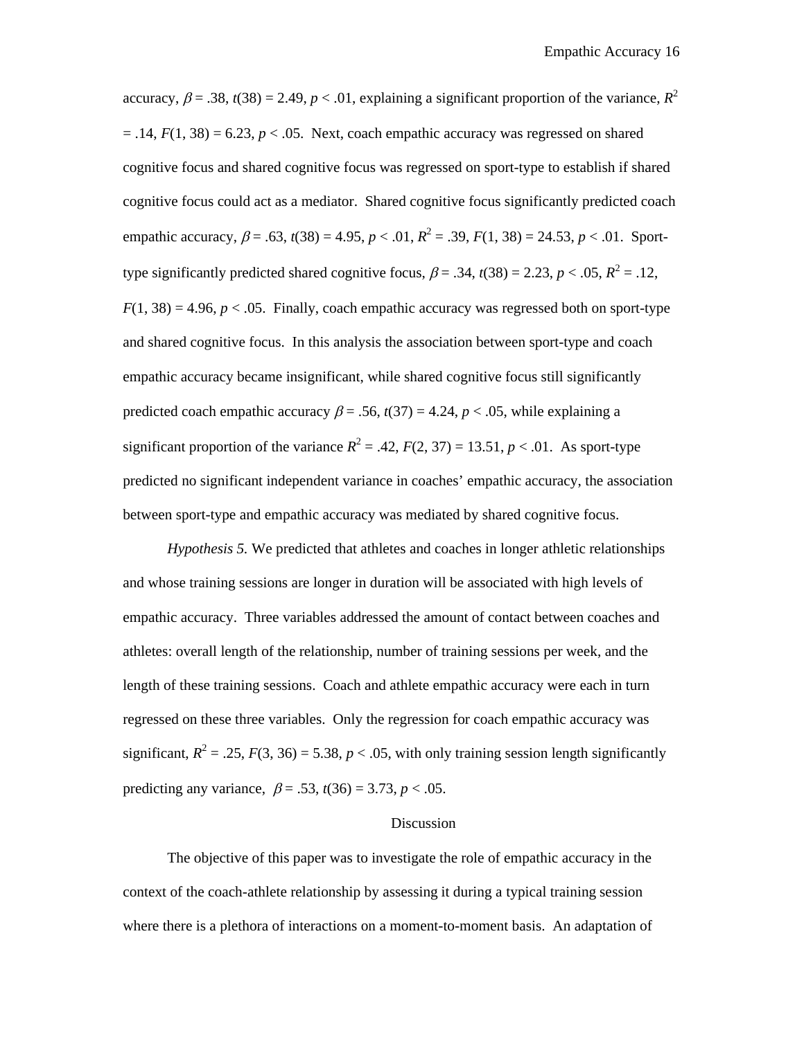accuracy, $\beta = .38$, $t(38) = 2.49$, $p < .01$, explaining a significant proportion of the variance, $R^2 = .14$, $F(1, 38) = 6.23$, $p < .05$. Next, coach empathic accuracy was regressed on shared cognitive focus and shared cognitive focus was regressed on sport-type to establish if shared cognitive focus could act as a mediator. Shared cognitive focus significantly predicted coach empathic accuracy, $\beta = .63$, $t(38) = 4.95$, $p < .01$, $R^2 = .39$, $F(1, 38) = 24.53$, $p < .01$. Sport-type significantly predicted shared cognitive focus, $\beta = .34$, $t(38) = 2.23$, $p < .05$, $R^2 = .12$, $F(1, 38) = 4.96$, $p < .05$. Finally, coach empathic accuracy was regressed both on sport-type and shared cognitive focus. In this analysis the association between sport-type and coach empathic accuracy became insignificant, while shared cognitive focus still significantly predicted coach empathic accuracy $\beta = .56$, $t(37) = 4.24$, $p < .05$, while explaining a significant proportion of the variance $R^2 = .42$, $F(2, 37) = 13.51$, $p < .01$. As sport-type predicted no significant independent variance in coaches' empathic accuracy, the association between sport-type and empathic accuracy was mediated by shared cognitive focus.

*Hypothesis 5.* We predicted that athletes and coaches in longer athletic relationships and whose training sessions are longer in duration will be associated with high levels of empathic accuracy. Three variables addressed the amount of contact between coaches and athletes: overall length of the relationship, number of training sessions per week, and the length of these training sessions. Coach and athlete empathic accuracy were each in turn regressed on these three variables. Only the regression for coach empathic accuracy was significant, $R^2 = .25$, $F(3, 36) = 5.38$, $p < .05$, with only training session length significantly predicting any variance, $\beta = .53$, $t(36) = 3.73$, $p < .05$.

## Discussion

The objective of this paper was to investigate the role of empathic accuracy in the context of the coach-athlete relationship by assessing it during a typical training session where there is a plethora of interactions on a moment-to-moment basis. An adaptation of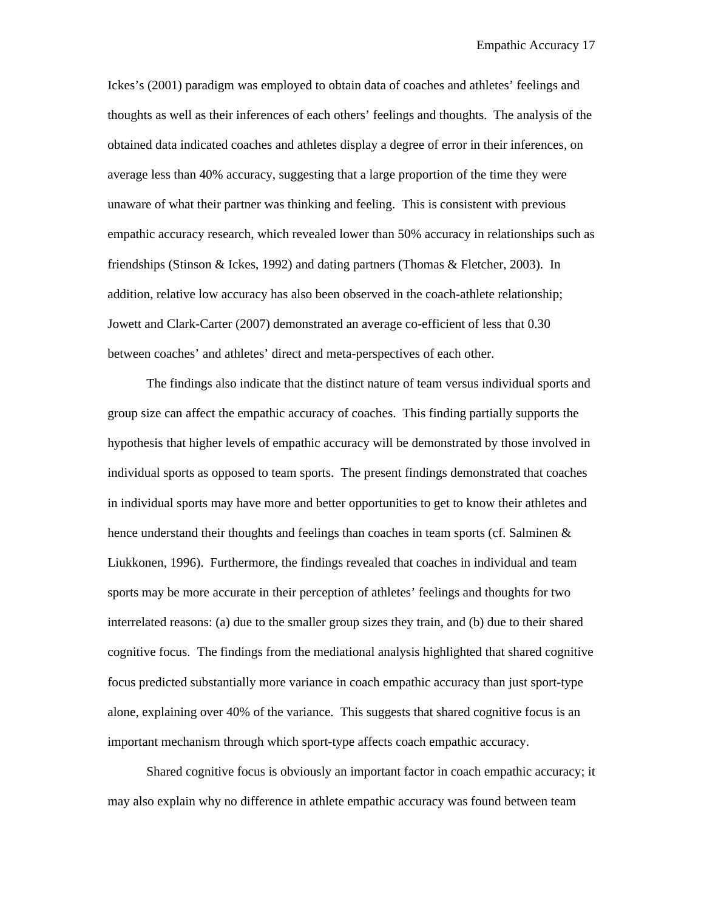Ickes's (2001) paradigm was employed to obtain data of coaches and athletes' feelings and thoughts as well as their inferences of each others' feelings and thoughts. The analysis of the obtained data indicated coaches and athletes display a degree of error in their inferences, on average less than 40% accuracy, suggesting that a large proportion of the time they were unaware of what their partner was thinking and feeling. This is consistent with previous empathic accuracy research, which revealed lower than 50% accuracy in relationships such as friendships (Stinson & Ickes, 1992) and dating partners (Thomas & Fletcher, 2003). In addition, relative low accuracy has also been observed in the coach-athlete relationship; Jowett and Clark-Carter (2007) demonstrated an average co-efficient of less that 0.30 between coaches' and athletes' direct and meta-perspectives of each other.

The findings also indicate that the distinct nature of team versus individual sports and group size can affect the empathic accuracy of coaches. This finding partially supports the hypothesis that higher levels of empathic accuracy will be demonstrated by those involved in individual sports as opposed to team sports. The present findings demonstrated that coaches in individual sports may have more and better opportunities to get to know their athletes and hence understand their thoughts and feelings than coaches in team sports (cf. Salminen & Liukkonen, 1996). Furthermore, the findings revealed that coaches in individual and team sports may be more accurate in their perception of athletes' feelings and thoughts for two interrelated reasons: (a) due to the smaller group sizes they train, and (b) due to their shared cognitive focus. The findings from the mediational analysis highlighted that shared cognitive focus predicted substantially more variance in coach empathic accuracy than just sport-type alone, explaining over 40% of the variance. This suggests that shared cognitive focus is an important mechanism through which sport-type affects coach empathic accuracy.

Shared cognitive focus is obviously an important factor in coach empathic accuracy; it may also explain why no difference in athlete empathic accuracy was found between team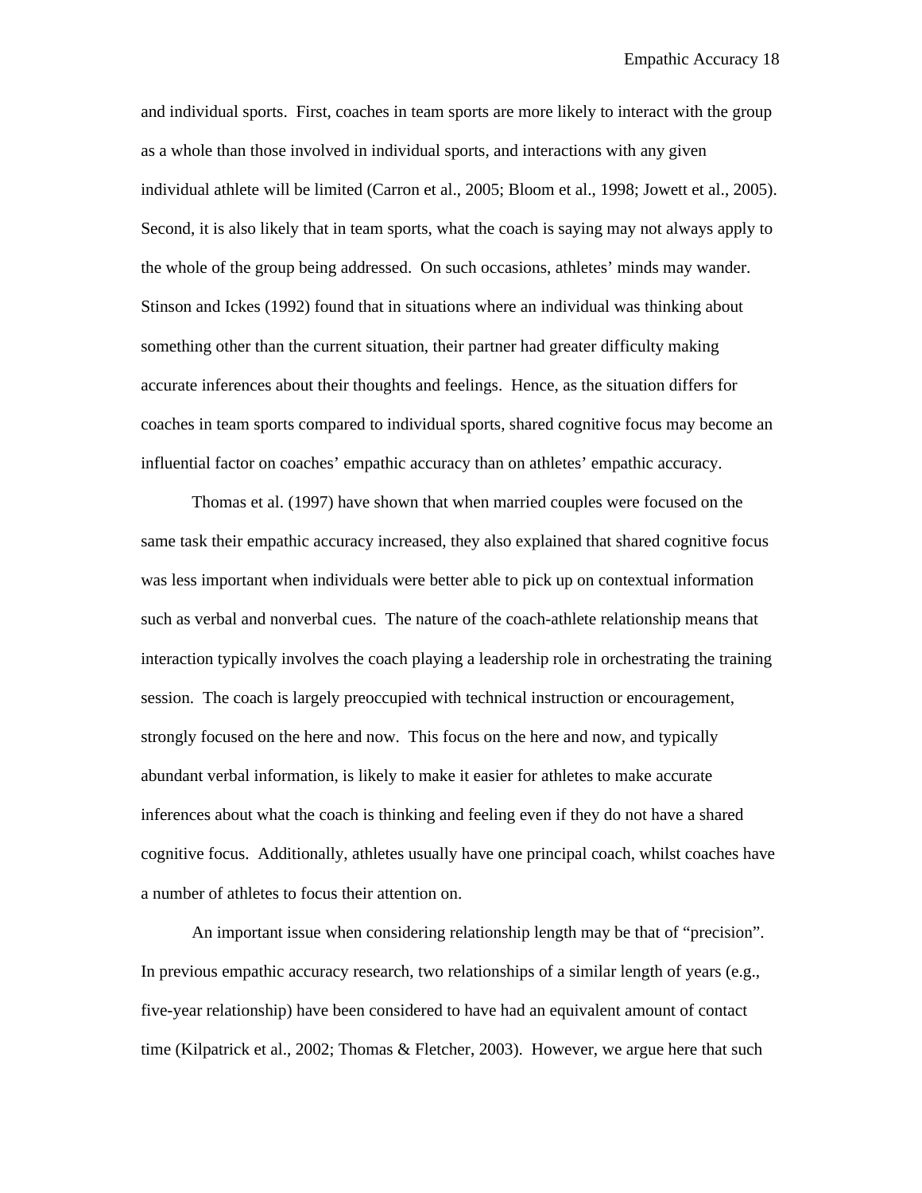and individual sports. First, coaches in team sports are more likely to interact with the group as a whole than those involved in individual sports, and interactions with any given individual athlete will be limited (Carron et al., 2005; Bloom et al., 1998; Jowett et al., 2005). Second, it is also likely that in team sports, what the coach is saying may not always apply to the whole of the group being addressed. On such occasions, athletes' minds may wander. Stinson and Ickes (1992) found that in situations where an individual was thinking about something other than the current situation, their partner had greater difficulty making accurate inferences about their thoughts and feelings. Hence, as the situation differs for coaches in team sports compared to individual sports, shared cognitive focus may become an influential factor on coaches' empathic accuracy than on athletes' empathic accuracy.

Thomas et al. (1997) have shown that when married couples were focused on the same task their empathic accuracy increased, they also explained that shared cognitive focus was less important when individuals were better able to pick up on contextual information such as verbal and nonverbal cues. The nature of the coach-athlete relationship means that interaction typically involves the coach playing a leadership role in orchestrating the training session. The coach is largely preoccupied with technical instruction or encouragement, strongly focused on the here and now. This focus on the here and now, and typically abundant verbal information, is likely to make it easier for athletes to make accurate inferences about what the coach is thinking and feeling even if they do not have a shared cognitive focus. Additionally, athletes usually have one principal coach, whilst coaches have a number of athletes to focus their attention on.

An important issue when considering relationship length may be that of "precision". In previous empathic accuracy research, two relationships of a similar length of years (e.g., five-year relationship) have been considered to have had an equivalent amount of contact time (Kilpatrick et al., 2002; Thomas & Fletcher, 2003). However, we argue here that such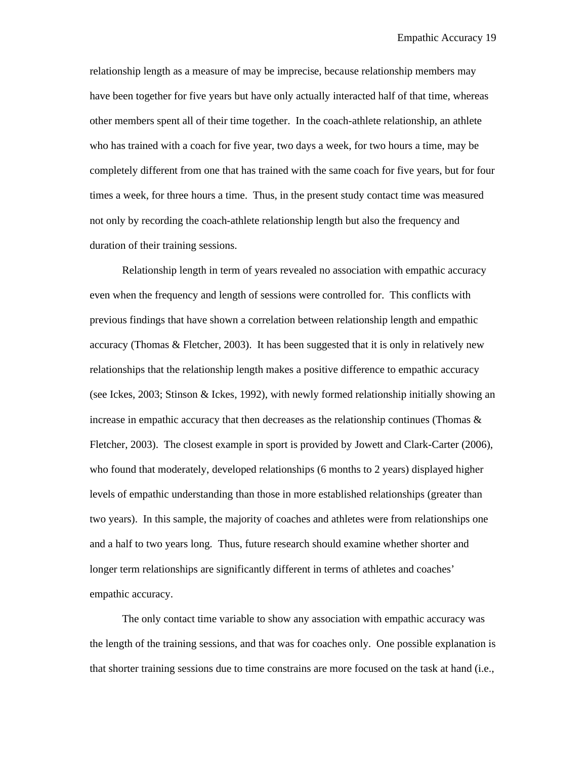relationship length as a measure of may be imprecise, because relationship members may have been together for five years but have only actually interacted half of that time, whereas other members spent all of their time together. In the coach-athlete relationship, an athlete who has trained with a coach for five year, two days a week, for two hours a time, may be completely different from one that has trained with the same coach for five years, but for four times a week, for three hours a time. Thus, in the present study contact time was measured not only by recording the coach-athlete relationship length but also the frequency and duration of their training sessions.

Relationship length in term of years revealed no association with empathic accuracy even when the frequency and length of sessions were controlled for. This conflicts with previous findings that have shown a correlation between relationship length and empathic accuracy (Thomas & Fletcher, 2003). It has been suggested that it is only in relatively new relationships that the relationship length makes a positive difference to empathic accuracy (see Ickes, 2003; Stinson & Ickes, 1992), with newly formed relationship initially showing an increase in empathic accuracy that then decreases as the relationship continues (Thomas & Fletcher, 2003). The closest example in sport is provided by Jowett and Clark-Carter (2006), who found that moderately, developed relationships (6 months to 2 years) displayed higher levels of empathic understanding than those in more established relationships (greater than two years). In this sample, the majority of coaches and athletes were from relationships one and a half to two years long. Thus, future research should examine whether shorter and longer term relationships are significantly different in terms of athletes and coaches' empathic accuracy.

The only contact time variable to show any association with empathic accuracy was the length of the training sessions, and that was for coaches only. One possible explanation is that shorter training sessions due to time constrains are more focused on the task at hand (i.e.,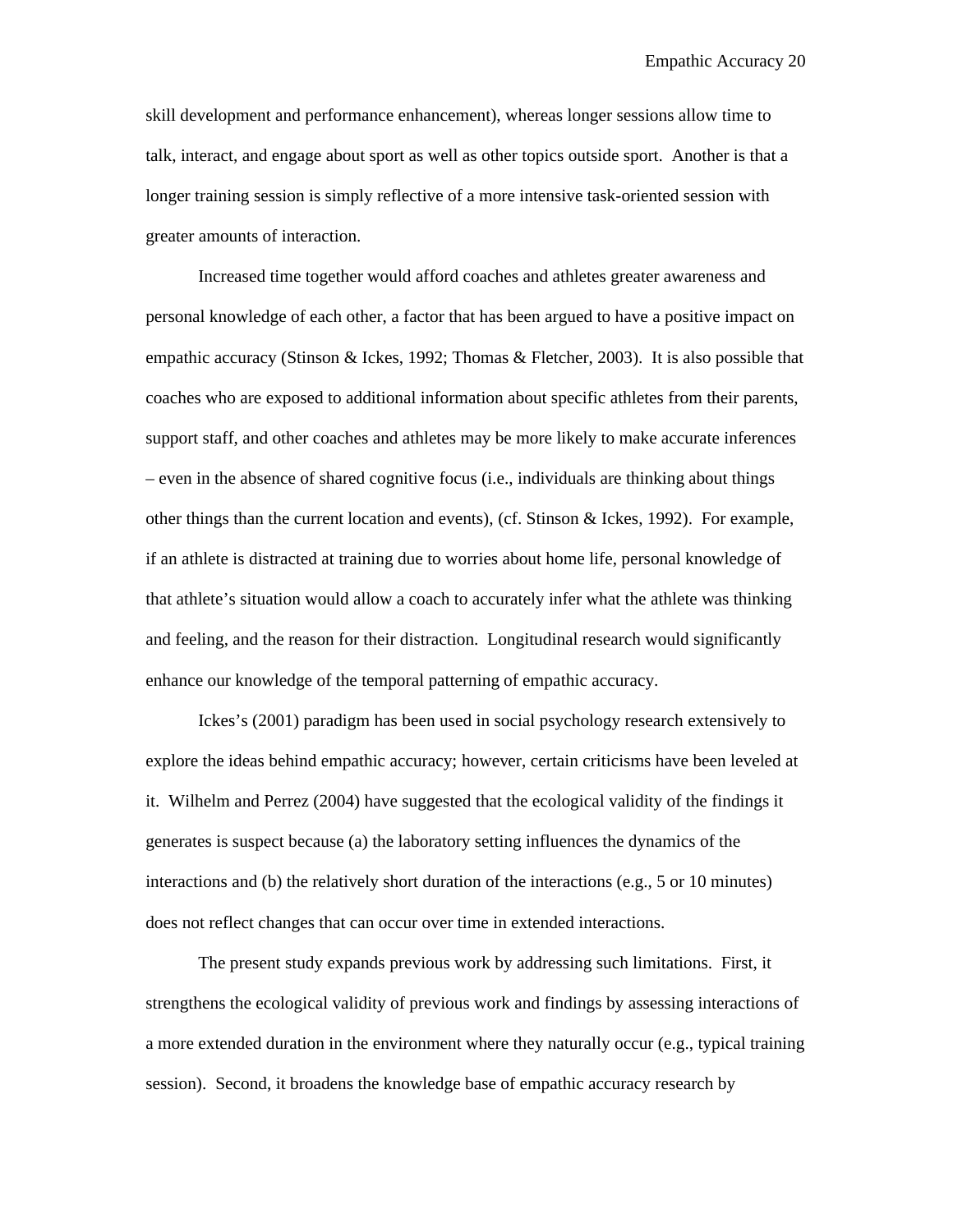skill development and performance enhancement), whereas longer sessions allow time to talk, interact, and engage about sport as well as other topics outside sport. Another is that a longer training session is simply reflective of a more intensive task-oriented session with greater amounts of interaction.

Increased time together would afford coaches and athletes greater awareness and personal knowledge of each other, a factor that has been argued to have a positive impact on empathic accuracy (Stinson & Ickes, 1992; Thomas & Fletcher, 2003). It is also possible that coaches who are exposed to additional information about specific athletes from their parents, support staff, and other coaches and athletes may be more likely to make accurate inferences – even in the absence of shared cognitive focus (i.e., individuals are thinking about things other things than the current location and events), (cf. Stinson & Ickes, 1992). For example, if an athlete is distracted at training due to worries about home life, personal knowledge of that athlete's situation would allow a coach to accurately infer what the athlete was thinking and feeling, and the reason for their distraction. Longitudinal research would significantly enhance our knowledge of the temporal patterning of empathic accuracy.

Ickes's (2001) paradigm has been used in social psychology research extensively to explore the ideas behind empathic accuracy; however, certain criticisms have been leveled at it. Wilhelm and Perrez (2004) have suggested that the ecological validity of the findings it generates is suspect because (a) the laboratory setting influences the dynamics of the interactions and (b) the relatively short duration of the interactions (e.g., 5 or 10 minutes) does not reflect changes that can occur over time in extended interactions.

The present study expands previous work by addressing such limitations. First, it strengthens the ecological validity of previous work and findings by assessing interactions of a more extended duration in the environment where they naturally occur (e.g., typical training session). Second, it broadens the knowledge base of empathic accuracy research by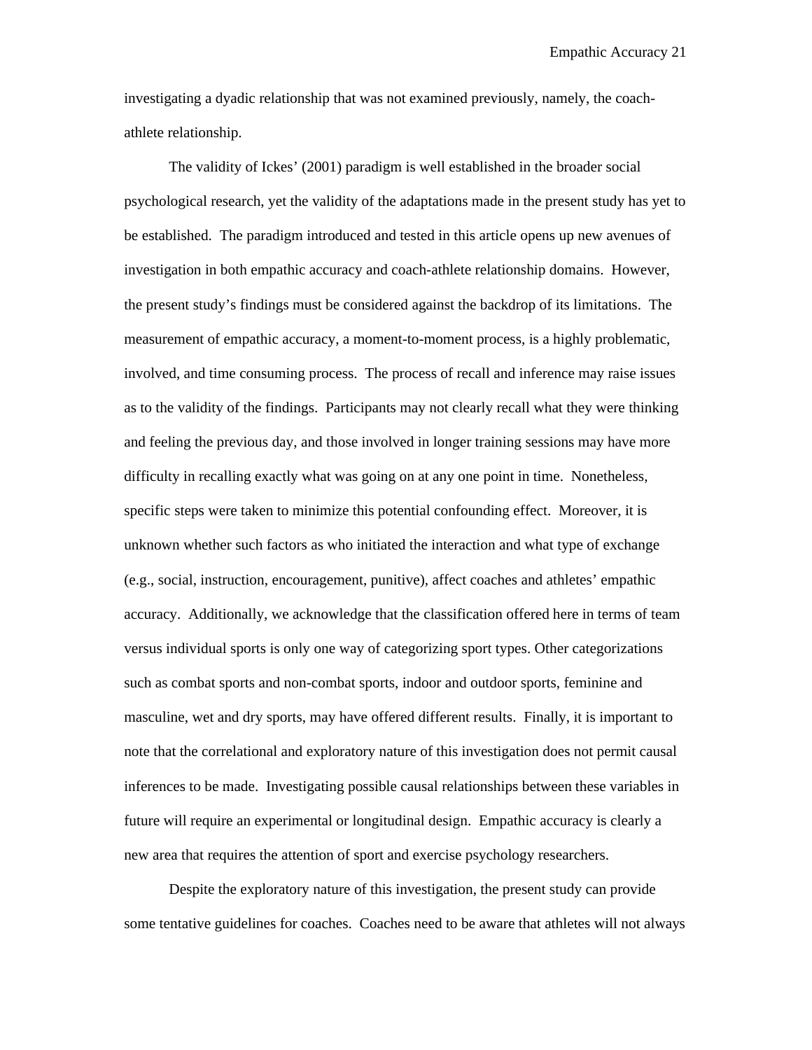investigating a dyadic relationship that was not examined previously, namely, the coach-athlete relationship.

The validity of Ickes' (2001) paradigm is well established in the broader social psychological research, yet the validity of the adaptations made in the present study has yet to be established. The paradigm introduced and tested in this article opens up new avenues of investigation in both empathic accuracy and coach-athlete relationship domains. However, the present study's findings must be considered against the backdrop of its limitations. The measurement of empathic accuracy, a moment-to-moment process, is a highly problematic, involved, and time consuming process. The process of recall and inference may raise issues as to the validity of the findings. Participants may not clearly recall what they were thinking and feeling the previous day, and those involved in longer training sessions may have more difficulty in recalling exactly what was going on at any one point in time. Nonetheless, specific steps were taken to minimize this potential confounding effect. Moreover, it is unknown whether such factors as who initiated the interaction and what type of exchange (e.g., social, instruction, encouragement, punitive), affect coaches and athletes' empathic accuracy. Additionally, we acknowledge that the classification offered here in terms of team versus individual sports is only one way of categorizing sport types. Other categorizations such as combat sports and non-combat sports, indoor and outdoor sports, feminine and masculine, wet and dry sports, may have offered different results. Finally, it is important to note that the correlational and exploratory nature of this investigation does not permit causal inferences to be made. Investigating possible causal relationships between these variables in future will require an experimental or longitudinal design. Empathic accuracy is clearly a new area that requires the attention of sport and exercise psychology researchers.

Despite the exploratory nature of this investigation, the present study can provide some tentative guidelines for coaches. Coaches need to be aware that athletes will not always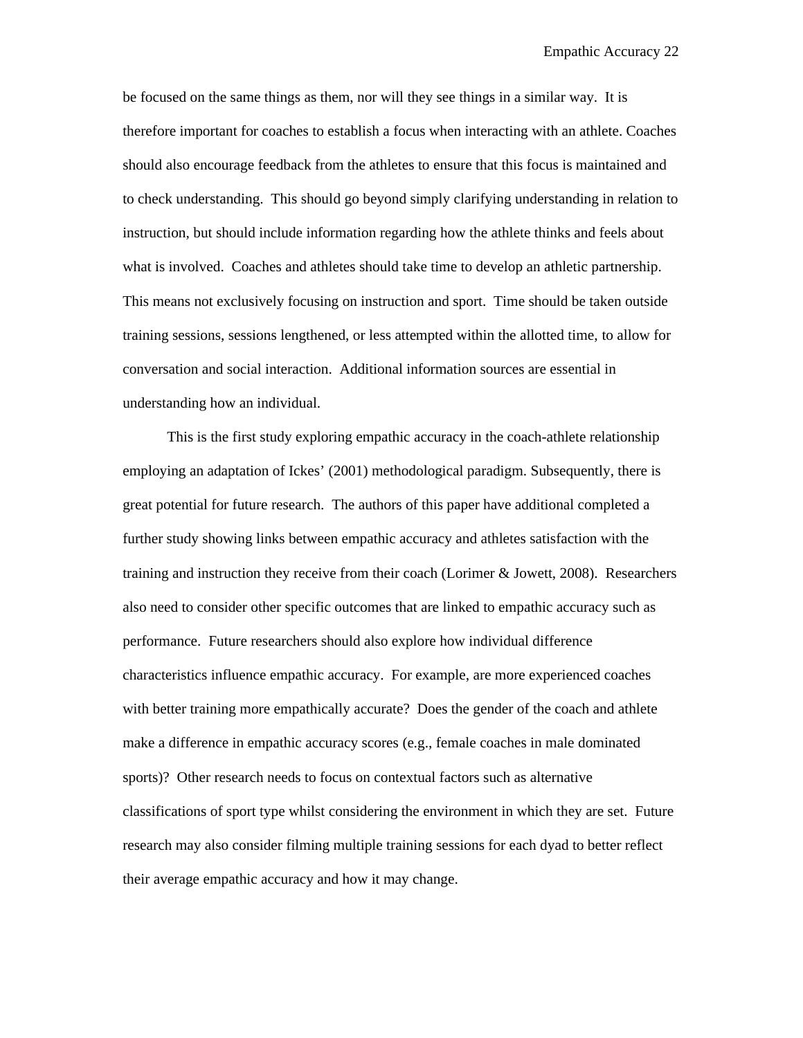be focused on the same things as them, nor will they see things in a similar way. It is therefore important for coaches to establish a focus when interacting with an athlete. Coaches should also encourage feedback from the athletes to ensure that this focus is maintained and to check understanding. This should go beyond simply clarifying understanding in relation to instruction, but should include information regarding how the athlete thinks and feels about what is involved. Coaches and athletes should take time to develop an athletic partnership. This means not exclusively focusing on instruction and sport. Time should be taken outside training sessions, sessions lengthened, or less attempted within the allotted time, to allow for conversation and social interaction. Additional information sources are essential in understanding how an individual.

This is the first study exploring empathic accuracy in the coach-athlete relationship employing an adaptation of Ickes' (2001) methodological paradigm. Subsequently, there is great potential for future research. The authors of this paper have additional completed a further study showing links between empathic accuracy and athletes satisfaction with the training and instruction they receive from their coach (Lorimer & Jowett, 2008). Researchers also need to consider other specific outcomes that are linked to empathic accuracy such as performance. Future researchers should also explore how individual difference characteristics influence empathic accuracy. For example, are more experienced coaches with better training more empathically accurate? Does the gender of the coach and athlete make a difference in empathic accuracy scores (e.g., female coaches in male dominated sports)? Other research needs to focus on contextual factors such as alternative classifications of sport type whilst considering the environment in which they are set. Future research may also consider filming multiple training sessions for each dyad to better reflect their average empathic accuracy and how it may change.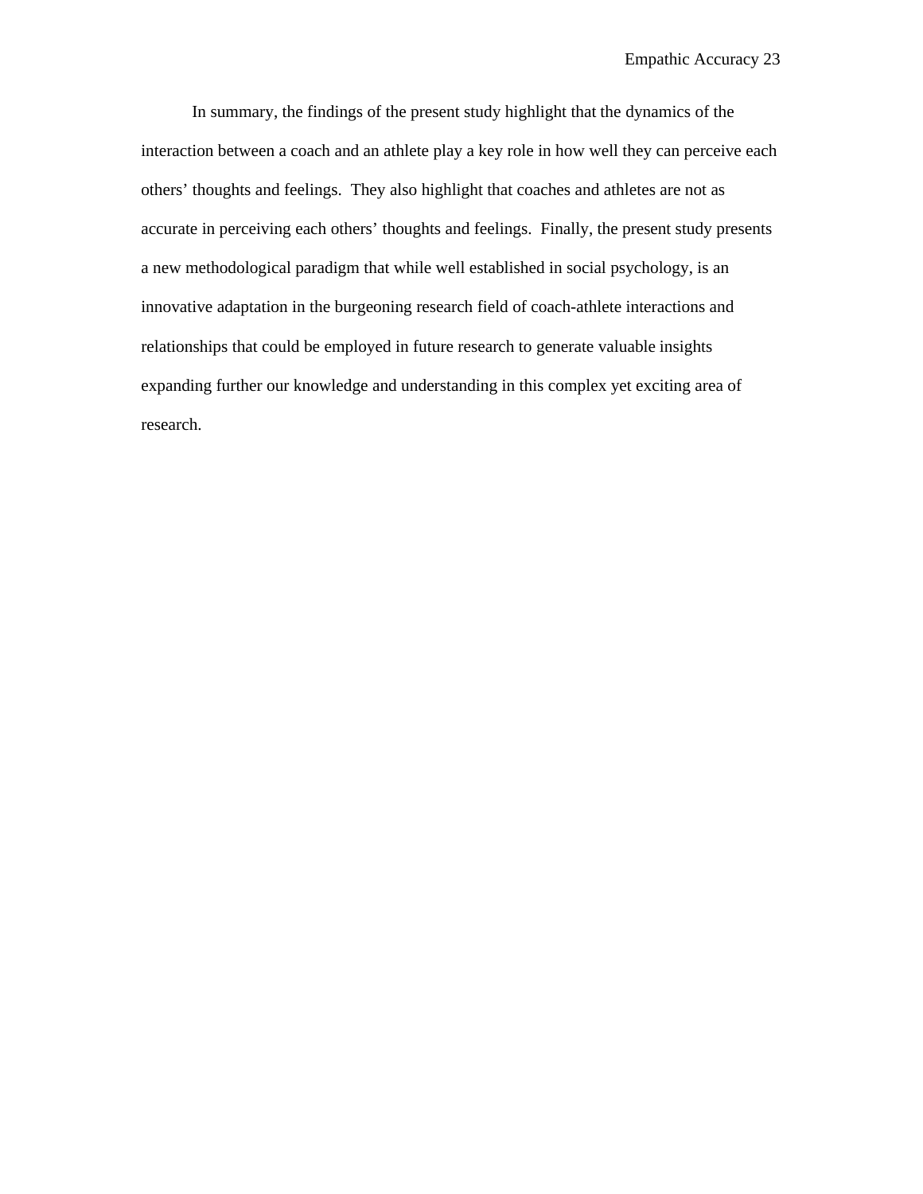In summary, the findings of the present study highlight that the dynamics of the interaction between a coach and an athlete play a key role in how well they can perceive each others' thoughts and feelings. They also highlight that coaches and athletes are not as accurate in perceiving each others' thoughts and feelings. Finally, the present study presents a new methodological paradigm that while well established in social psychology, is an innovative adaptation in the burgeoning research field of coach-athlete interactions and relationships that could be employed in future research to generate valuable insights expanding further our knowledge and understanding in this complex yet exciting area of research.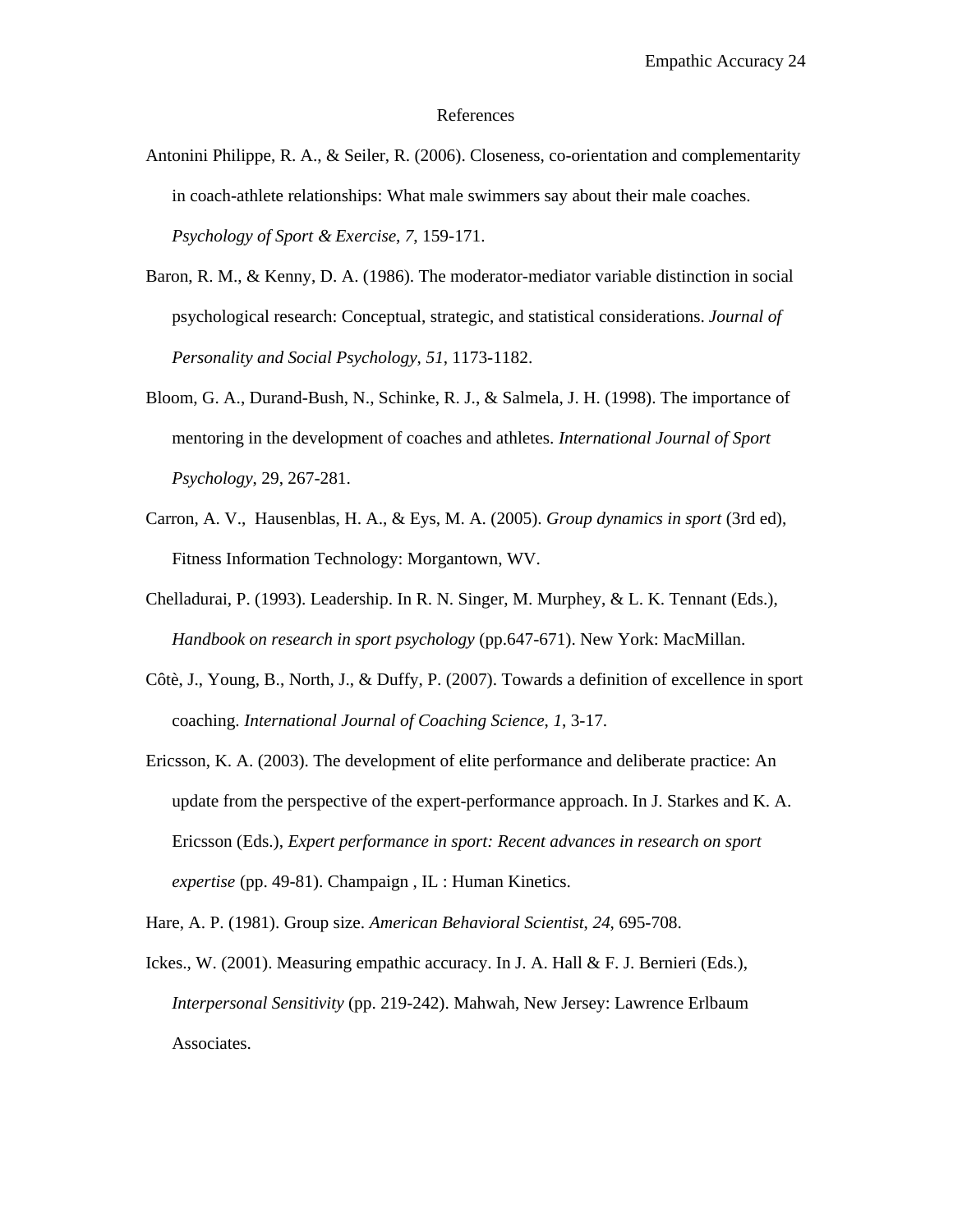# References

Antonini Philippe, R. A., & Seiler, R. (2006). Closeness, co-orientation and complementarity in coach-athlete relationships: What male swimmers say about their male coaches. *Psychology of Sport & Exercise*, *7*, 159-171.

Baron, R. M., & Kenny, D. A. (1986). The moderator-mediator variable distinction in social psychological research: Conceptual, strategic, and statistical considerations. *Journal of Personality and Social Psychology*, *51*, 1173-1182.

Bloom, G. A., Durand-Bush, N., Schinke, R. J., & Salmela, J. H. (1998). The importance of mentoring in the development of coaches and athletes. *International Journal of Sport Psychology*, 29, 267-281.

Carron, A. V., Hausenblas, H. A., & Eys, M. A. (2005). *Group dynamics in sport* (3rd ed), Fitness Information Technology: Morgantown, WV.

Chelladurai, P. (1993). Leadership. In R. N. Singer, M. Murphey, & L. K. Tennant (Eds.), *Handbook on research in sport psychology* (pp.647-671). New York: MacMillan.

Côtè, J., Young, B., North, J., & Duffy, P. (2007). Towards a definition of excellence in sport coaching. *International Journal of Coaching Science*, *1*, 3-17.

Ericsson, K. A. (2003). The development of elite performance and deliberate practice: An update from the perspective of the expert-performance approach. In J. Starkes and K. A. Ericsson (Eds.), *Expert performance in sport: Recent advances in research on sport expertise* (pp. 49-81). Champaign , IL : Human Kinetics.

Hare, A. P. (1981). Group size. *American Behavioral Scientist*, *24*, 695-708.

Ickes., W. (2001). Measuring empathic accuracy. In J. A. Hall & F. J. Bernieri (Eds.), *Interpersonal Sensitivity* (pp. 219-242). Mahwah, New Jersey: Lawrence Erlbaum Associates.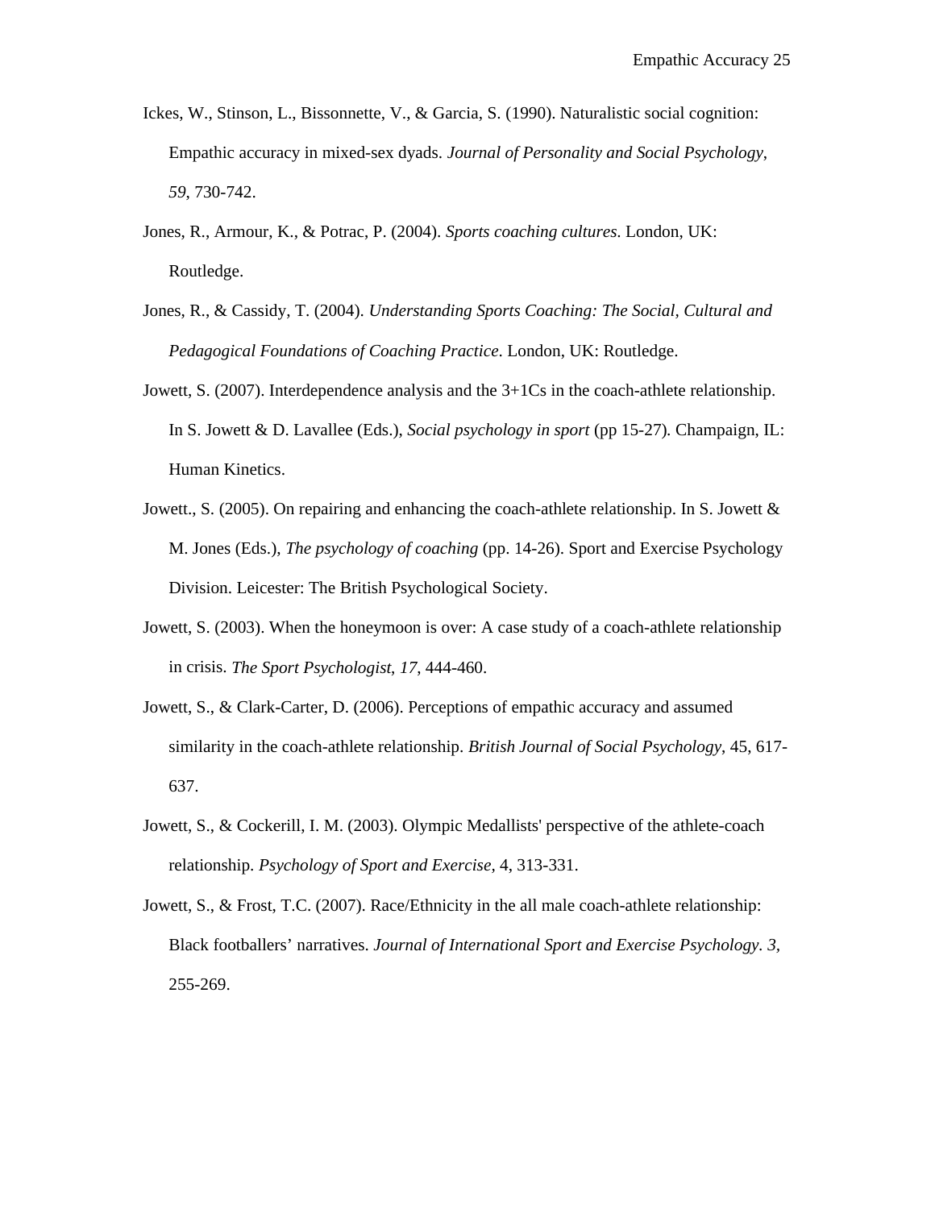Ickes, W., Stinson, L., Bissonnette, V., & Garcia, S. (1990). Naturalistic social cognition: Empathic accuracy in mixed-sex dyads. *Journal of Personality and Social Psychology*, *59*, 730-742.

Jones, R., Armour, K., & Potrac, P. (2004). *Sports coaching cultures*. London, UK: Routledge.

Jones, R., & Cassidy, T. (2004). *Understanding Sports Coaching: The Social, Cultural and Pedagogical Foundations of Coaching Practice*. London, UK: Routledge.

Jowett, S. (2007). Interdependence analysis and the 3+1Cs in the coach-athlete relationship. In S. Jowett & D. Lavallee (Eds.), *Social psychology in sport* (pp 15-27). Champaign, IL: Human Kinetics.

Jowett., S. (2005). On repairing and enhancing the coach-athlete relationship. In S. Jowett & M. Jones (Eds.), *The psychology of coaching* (pp. 14-26). Sport and Exercise Psychology Division. Leicester: The British Psychological Society.

Jowett, S. (2003). When the honeymoon is over: A case study of a coach-athlete relationship in crisis. *The Sport Psychologist*, *17*, 444-460.

Jowett, S., & Clark-Carter, D. (2006). Perceptions of empathic accuracy and assumed similarity in the coach-athlete relationship. *British Journal of Social Psychology*, 45, 617-637.

Jowett, S., & Cockerill, I. M. (2003). Olympic Medallists' perspective of the athlete-coach relationship. *Psychology of Sport and Exercise,* 4, 313-331.

Jowett, S., & Frost, T.C. (2007). Race/Ethnicity in the all male coach-athlete relationship: Black footballers' narratives. *Journal of International Sport and Exercise Psychology. 3*, 255-269.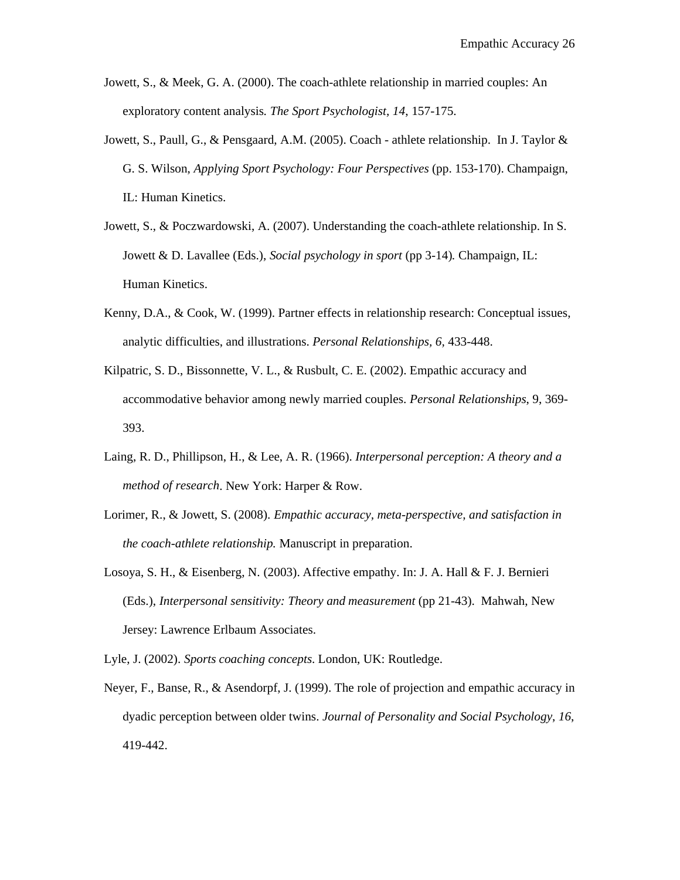Jowett, S., & Meek, G. A. (2000). The coach-athlete relationship in married couples: An exploratory content analysis*. The Sport Psychologist, 14*, 157-175.

Jowett, S., Paull, G., & Pensgaard, A.M. (2005). Coach - athlete relationship. In J. Taylor & G. S. Wilson, *Applying Sport Psychology: Four Perspectives* (pp. 153-170). Champaign, IL: Human Kinetics.

Jowett, S., & Poczwardowski, A. (2007). Understanding the coach-athlete relationship. In S. Jowett & D. Lavallee (Eds.), *Social psychology in sport* (pp 3-14)*.* Champaign, IL: Human Kinetics.

Kenny, D.A., & Cook, W. (1999). Partner effects in relationship research: Conceptual issues, analytic difficulties, and illustrations. *Personal Relationships, 6*, 433-448.

Kilpatric, S. D., Bissonnette, V. L., & Rusbult, C. E. (2002). Empathic accuracy and accommodative behavior among newly married couples. *Personal Relationships*, 9, 369-393.

Laing, R. D., Phillipson, H., & Lee, A. R. (1966). *Interpersonal perception: A theory and a method of research*. New York: Harper & Row.

Lorimer, R., & Jowett, S. (2008). *Empathic accuracy, meta-perspective, and satisfaction in the coach-athlete relationship.* Manuscript in preparation.

Losoya, S. H., & Eisenberg, N. (2003). Affective empathy. In: J. A. Hall & F. J. Bernieri (Eds.), *Interpersonal sensitivity: Theory and measurement* (pp 21-43). Mahwah, New Jersey: Lawrence Erlbaum Associates.

Lyle, J. (2002). *Sports coaching concepts*. London, UK: Routledge.

Neyer, F., Banse, R., & Asendorpf, J. (1999). The role of projection and empathic accuracy in dyadic perception between older twins. *Journal of Personality and Social Psychology*, *16*, 419-442.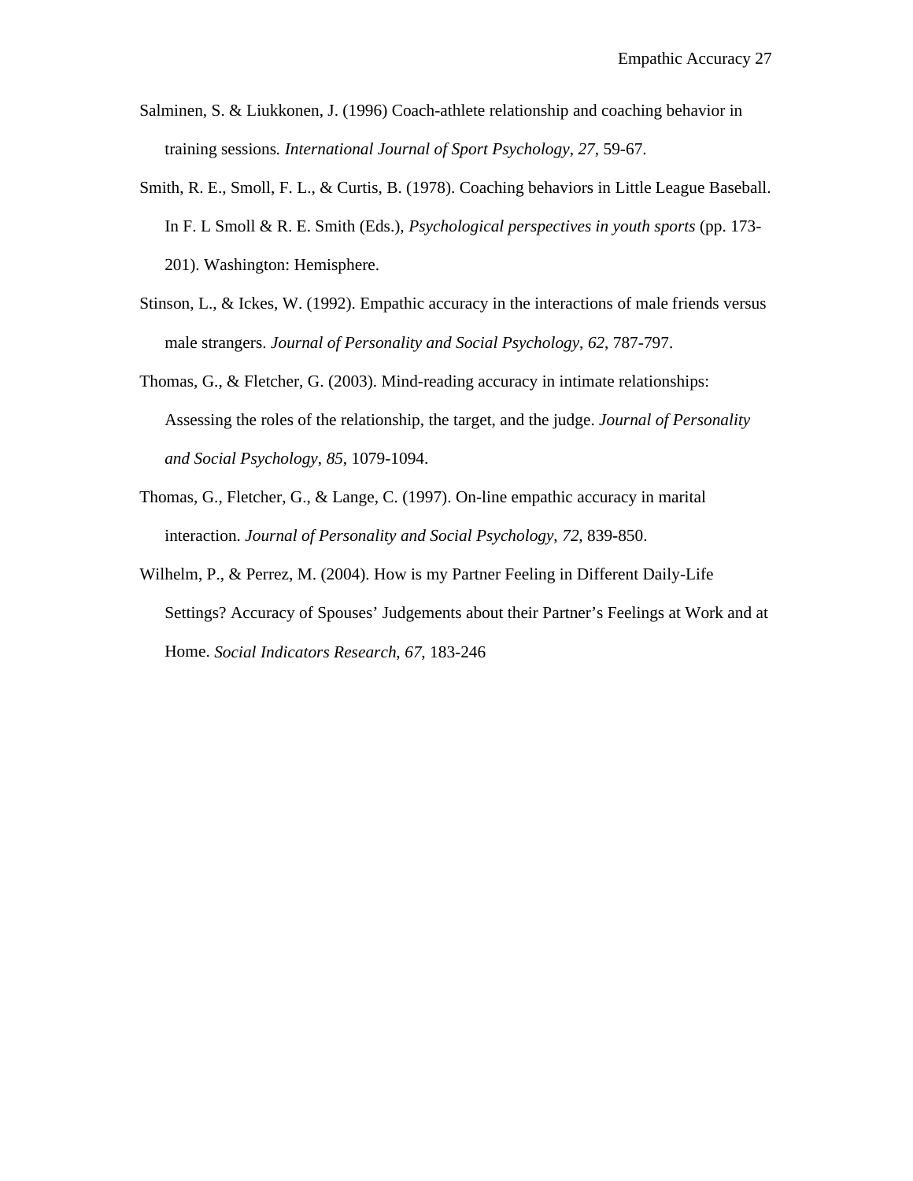Salminen, S. & Liukkonen, J. (1996) Coach-athlete relationship and coaching behavior in training sessions. *International Journal of Sport Psychology*, *27*, 59-67.

Smith, R. E., Smoll, F. L., & Curtis, B. (1978). Coaching behaviors in Little League Baseball. In F. L Smoll & R. E. Smith (Eds.), *Psychological perspectives in youth sports* (pp. 173-201). Washington: Hemisphere.

Stinson, L., & Ickes, W. (1992). Empathic accuracy in the interactions of male friends versus male strangers. *Journal of Personality and Social Psychology*, *62*, 787-797.

Thomas, G., & Fletcher, G. (2003). Mind-reading accuracy in intimate relationships: Assessing the roles of the relationship, the target, and the judge. *Journal of Personality and Social Psychology*, *85*, 1079-1094.

Thomas, G., Fletcher, G., & Lange, C. (1997). On-line empathic accuracy in marital interaction. *Journal of Personality and Social Psychology*, *72*, 839-850.

Wilhelm, P., & Perrez, M. (2004). How is my Partner Feeling in Different Daily-Life Settings? Accuracy of Spouses' Judgements about their Partner's Feelings at Work and at Home. *Social Indicators Research*, *67*, 183-246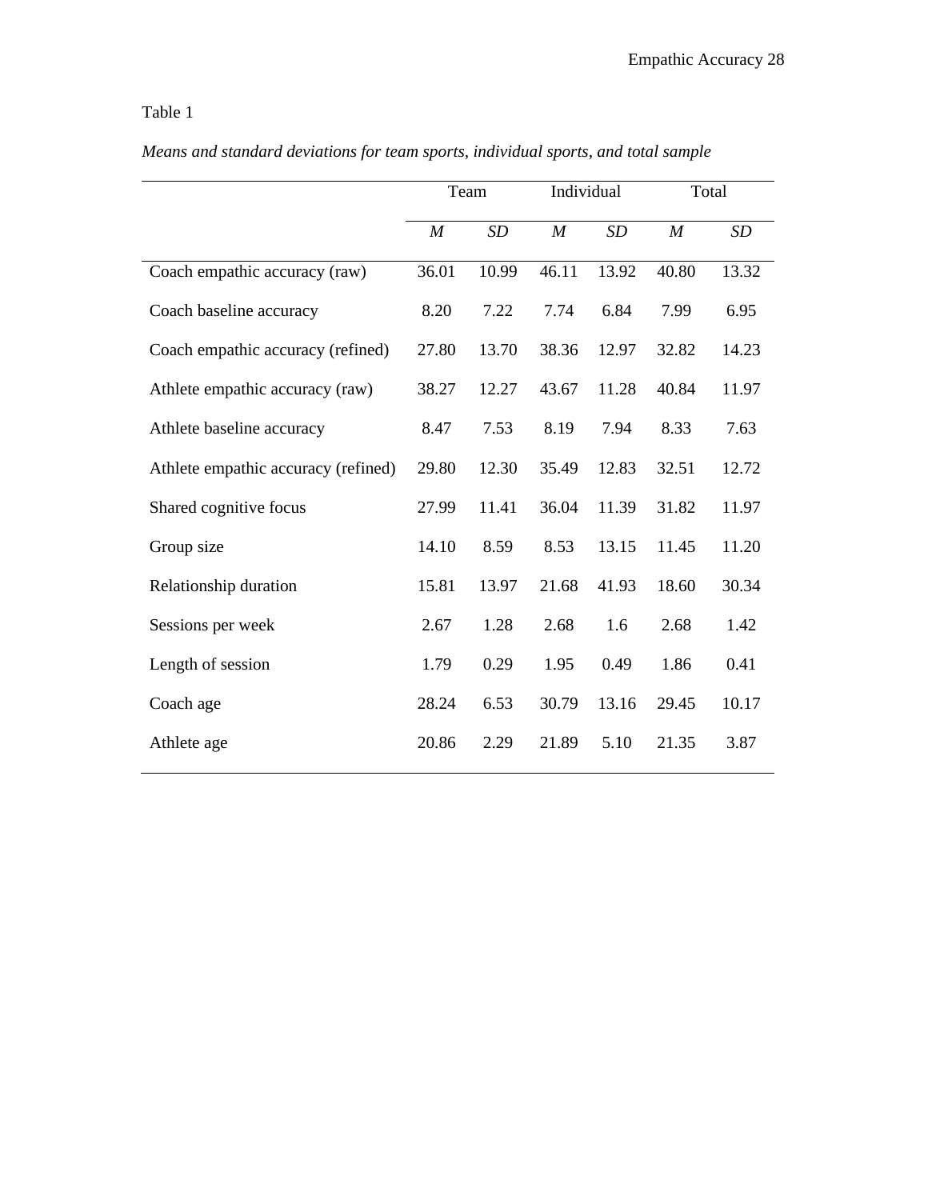Table 1

*Means and standard deviations for team sports, individual sports, and total sample*

| | Team | | Individual | | Total | |
|---|---|---|---|---|---|---|
| | *M* | *SD* | *M* | *SD* | *M* | *SD* |
| Coach empathic accuracy (raw) | 36.01 | 10.99 | 46.11 | 13.92 | 40.80 | 13.32 |
| Coach baseline accuracy | 8.20 | 7.22 | 7.74 | 6.84 | 7.99 | 6.95 |
| Coach empathic accuracy (refined) | 27.80 | 13.70 | 38.36 | 12.97 | 32.82 | 14.23 |
| Athlete empathic accuracy (raw) | 38.27 | 12.27 | 43.67 | 11.28 | 40.84 | 11.97 |
| Athlete baseline accuracy | 8.47 | 7.53 | 8.19 | 7.94 | 8.33 | 7.63 |
| Athlete empathic accuracy (refined) | 29.80 | 12.30 | 35.49 | 12.83 | 32.51 | 12.72 |
| Shared cognitive focus | 27.99 | 11.41 | 36.04 | 11.39 | 31.82 | 11.97 |
| Group size | 14.10 | 8.59 | 8.53 | 13.15 | 11.45 | 11.20 |
| Relationship duration | 15.81 | 13.97 | 21.68 | 41.93 | 18.60 | 30.34 |
| Sessions per week | 2.67 | 1.28 | 2.68 | 1.6 | 2.68 | 1.42 |
| Length of session | 1.79 | 0.29 | 1.95 | 0.49 | 1.86 | 0.41 |
| Coach age | 28.24 | 6.53 | 30.79 | 13.16 | 29.45 | 10.17 |
| Athlete age | 20.86 | 2.29 | 21.89 | 5.10 | 21.35 | 3.87 |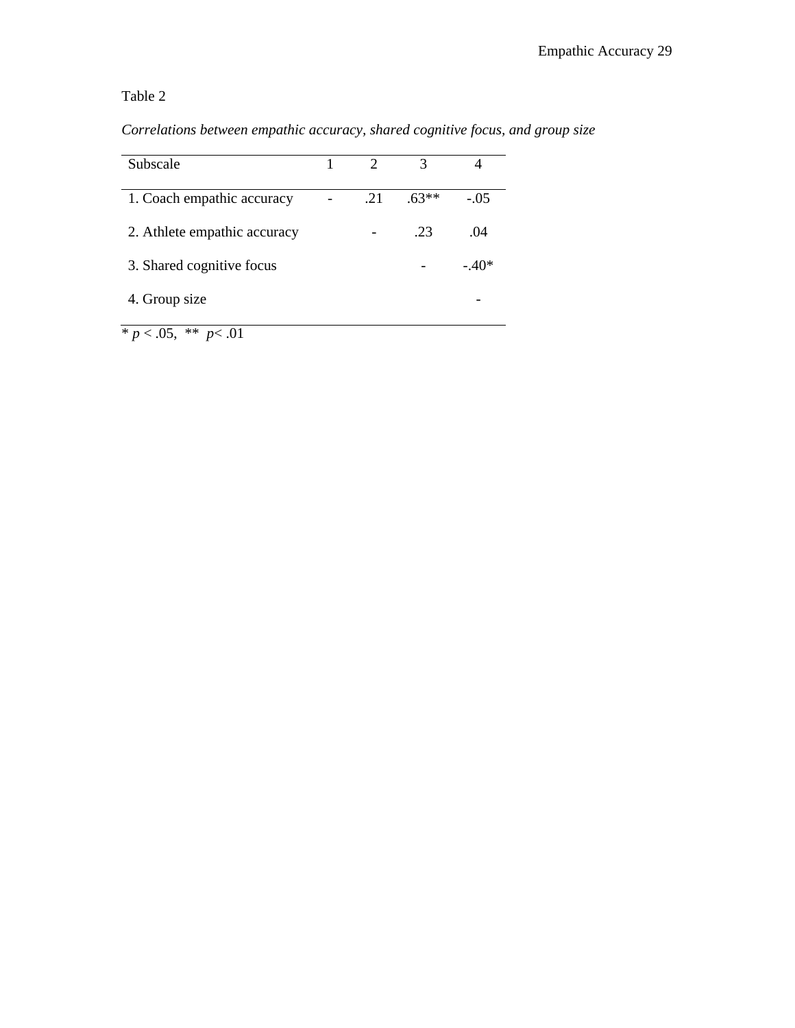Table 2

*Correlations between empathic accuracy, shared cognitive focus, and group size*

| Subscale | 1 | 2 | 3 | 4 |
|---|---|---|---|---|
| 1. Coach empathic accuracy | - | .21 | .63** | -.05 |
| 2. Athlete empathic accuracy | | - | .23 | .04 |
| 3. Shared cognitive focus | | | - | -.40* |
| 4. Group size | | | | - |

* $p < .05$, ** $p < .01$